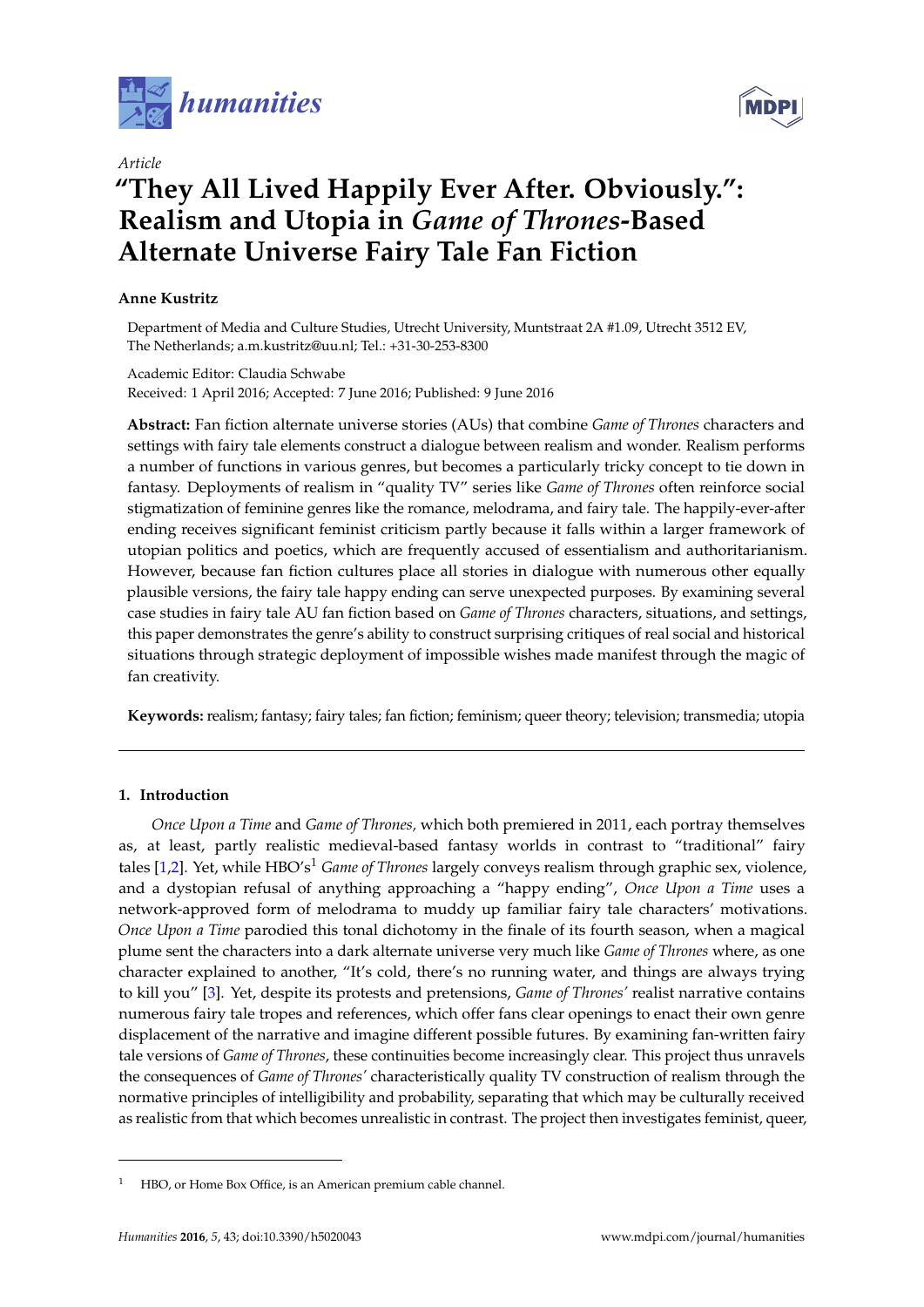*Article*

# "They All Lived Happily Ever After. Obviously.": Realism and Utopia in *Game of Thrones*-Based Alternate Universe Fairy Tale Fan Fiction

**Anne Kustritz**

Department of Media and Culture Studies, Utrecht University, Muntstraat 2A #1.09, Utrecht 3512 EV, The Netherlands; a.m.kustritz@uu.nl; Tel.: +31-30-253-8300

Academic Editor: Claudia Schwabe

Received: 1 April 2016; Accepted: 7 June 2016; Published: 9 June 2016

**Abstract:** Fan fiction alternate universe stories (AUs) that combine *Game of Thrones* characters and settings with fairy tale elements construct a dialogue between realism and wonder. Realism performs a number of functions in various genres, but becomes a particularly tricky concept to tie down in fantasy. Deployments of realism in "quality TV" series like *Game of Thrones* often reinforce social stigmatization of feminine genres like the romance, melodrama, and fairy tale. The happily-ever-after ending receives significant feminist criticism partly because it falls within a larger framework of utopian politics and poetics, which are frequently accused of essentialism and authoritarianism. However, because fan fiction cultures place all stories in dialogue with numerous other equally plausible versions, the fairy tale happy ending can serve unexpected purposes. By examining several case studies in fairy tale AU fan fiction based on *Game of Thrones* characters, situations, and settings, this paper demonstrates the genre's ability to construct surprising critiques of real social and historical situations through strategic deployment of impossible wishes made manifest through the magic of fan creativity.

**Keywords:** realism; fantasy; fairy tales; fan fiction; feminism; queer theory; television; transmedia; utopia

## 1. Introduction

*Once Upon a Time* and *Game of Thrones,* which both premiered in 2011, each portray themselves as, at least, partly realistic medieval-based fantasy worlds in contrast to "traditional" fairy tales [1,2]. Yet, while HBO's[1] *Game of Thrones* largely conveys realism through graphic sex, violence, and a dystopian refusal of anything approaching a "happy ending", *Once Upon a Time* uses a network-approved form of melodrama to muddy up familiar fairy tale characters' motivations. *Once Upon a Time* parodied this tonal dichotomy in the finale of its fourth season, when a magical plume sent the characters into a dark alternate universe very much like *Game of Thrones* where, as one character explained to another, "It's cold, there's no running water, and things are always trying to kill you" [3]. Yet, despite its protests and pretensions, *Game of Thrones'* realist narrative contains numerous fairy tale tropes and references, which offer fans clear openings to enact their own genre displacement of the narrative and imagine different possible futures. By examining fan-written fairy tale versions of *Game of Thrones*, these continuities become increasingly clear. This project thus unravels the consequences of *Game of Thrones'* characteristically quality TV construction of realism through the normative principles of intelligibility and probability, separating that which may be culturally received as realistic from that which becomes unrealistic in contrast. The project then investigates feminist, queer,

[1] HBO, or Home Box Office, is an American premium cable channel.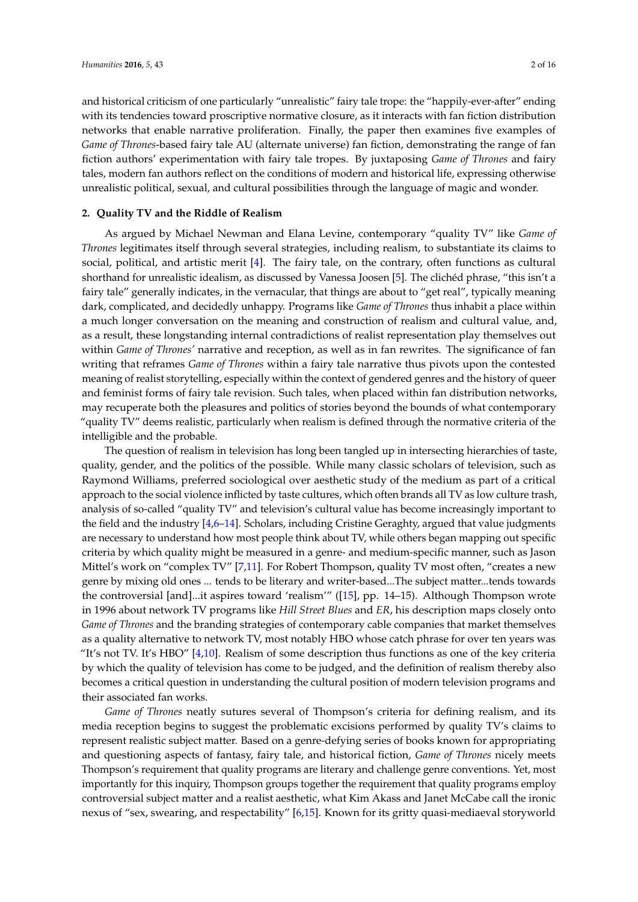and historical criticism of one particularly "unrealistic" fairy tale trope: the "happily-ever-after" ending with its tendencies toward proscriptive normative closure, as it interacts with fan fiction distribution networks that enable narrative proliferation. Finally, the paper then examines five examples of *Game of Thrones*-based fairy tale AU (alternate universe) fan fiction, demonstrating the range of fan fiction authors' experimentation with fairy tale tropes. By juxtaposing *Game of Thrones* and fairy tales, modern fan authors reflect on the conditions of modern and historical life, expressing otherwise unrealistic political, sexual, and cultural possibilities through the language of magic and wonder.

## 2. Quality TV and the Riddle of Realism

As argued by Michael Newman and Elana Levine, contemporary "quality TV" like *Game of Thrones* legitimates itself through several strategies, including realism, to substantiate its claims to social, political, and artistic merit [4]. The fairy tale, on the contrary, often functions as cultural shorthand for unrealistic idealism, as discussed by Vanessa Joosen [5]. The clichéd phrase, "this isn't a fairy tale" generally indicates, in the vernacular, that things are about to "get real", typically meaning dark, complicated, and decidedly unhappy. Programs like *Game of Thrones* thus inhabit a place within a much longer conversation on the meaning and construction of realism and cultural value, and, as a result, these longstanding internal contradictions of realist representation play themselves out within *Game of Thrones'* narrative and reception, as well as in fan rewrites. The significance of fan writing that reframes *Game of Thrones* within a fairy tale narrative thus pivots upon the contested meaning of realist storytelling, especially within the context of gendered genres and the history of queer and feminist forms of fairy tale revision. Such tales, when placed within fan distribution networks, may recuperate both the pleasures and politics of stories beyond the bounds of what contemporary "quality TV" deems realistic, particularly when realism is defined through the normative criteria of the intelligible and the probable.

The question of realism in television has long been tangled up in intersecting hierarchies of taste, quality, gender, and the politics of the possible. While many classic scholars of television, such as Raymond Williams, preferred sociological over aesthetic study of the medium as part of a critical approach to the social violence inflicted by taste cultures, which often brands all TV as low culture trash, analysis of so-called "quality TV" and television's cultural value has become increasingly important to the field and the industry [4,6–14]. Scholars, including Cristine Geraghty, argued that value judgments are necessary to understand how most people think about TV, while others began mapping out specific criteria by which quality might be measured in a genre- and medium-specific manner, such as Jason Mittel's work on "complex TV" [7,11]. For Robert Thompson, quality TV most often, "creates a new genre by mixing old ones ... tends to be literary and writer-based...The subject matter...tends towards the controversial [and]...it aspires toward 'realism'" ([15], pp. 14–15). Although Thompson wrote in 1996 about network TV programs like *Hill Street Blues* and *ER*, his description maps closely onto *Game of Thrones* and the branding strategies of contemporary cable companies that market themselves as a quality alternative to network TV, most notably HBO whose catch phrase for over ten years was "It's not TV. It's HBO" [4,10]. Realism of some description thus functions as one of the key criteria by which the quality of television has come to be judged, and the definition of realism thereby also becomes a critical question in understanding the cultural position of modern television programs and their associated fan works.

*Game of Thrones* neatly sutures several of Thompson's criteria for defining realism, and its media reception begins to suggest the problematic excisions performed by quality TV's claims to represent realistic subject matter. Based on a genre-defying series of books known for appropriating and questioning aspects of fantasy, fairy tale, and historical fiction, *Game of Thrones* nicely meets Thompson's requirement that quality programs are literary and challenge genre conventions. Yet, most importantly for this inquiry, Thompson groups together the requirement that quality programs employ controversial subject matter and a realist aesthetic, what Kim Akass and Janet McCabe call the ironic nexus of "sex, swearing, and respectability" [6,15]. Known for its gritty quasi-mediaeval storyworld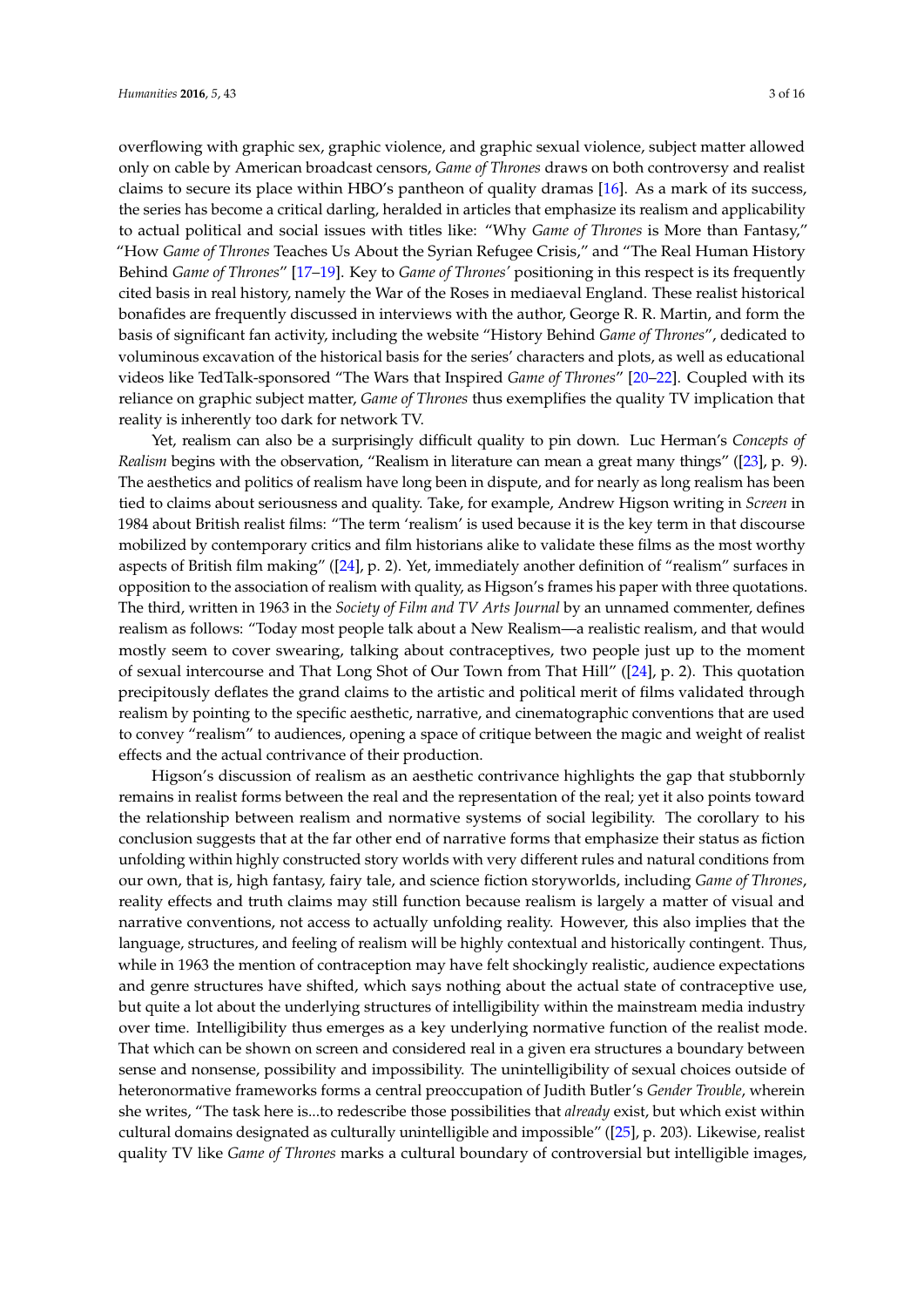overflowing with graphic sex, graphic violence, and graphic sexual violence, subject matter allowed only on cable by American broadcast censors, *Game of Thrones* draws on both controversy and realist claims to secure its place within HBO's pantheon of quality dramas [16]. As a mark of its success, the series has become a critical darling, heralded in articles that emphasize its realism and applicability to actual political and social issues with titles like: "Why *Game of Thrones* is More than Fantasy," "How *Game of Thrones* Teaches Us About the Syrian Refugee Crisis," and "The Real Human History Behind *Game of Thrones*" [17–19]. Key to *Game of Thrones'* positioning in this respect is its frequently cited basis in real history, namely the War of the Roses in mediaeval England. These realist historical bonafides are frequently discussed in interviews with the author, George R. R. Martin, and form the basis of significant fan activity, including the website "History Behind *Game of Thrones*", dedicated to voluminous excavation of the historical basis for the series' characters and plots, as well as educational videos like TedTalk-sponsored "The Wars that Inspired *Game of Thrones*" [20–22]. Coupled with its reliance on graphic subject matter, *Game of Thrones* thus exemplifies the quality TV implication that reality is inherently too dark for network TV.

Yet, realism can also be a surprisingly difficult quality to pin down. Luc Herman's *Concepts of Realism* begins with the observation, "Realism in literature can mean a great many things" ([23], p. 9). The aesthetics and politics of realism have long been in dispute, and for nearly as long realism has been tied to claims about seriousness and quality. Take, for example, Andrew Higson writing in *Screen* in 1984 about British realist films: "The term 'realism' is used because it is the key term in that discourse mobilized by contemporary critics and film historians alike to validate these films as the most worthy aspects of British film making" ([24], p. 2). Yet, immediately another definition of "realism" surfaces in opposition to the association of realism with quality, as Higson's frames his paper with three quotations. The third, written in 1963 in the *Society of Film and TV Arts Journal* by an unnamed commenter, defines realism as follows: "Today most people talk about a New Realism—a realistic realism, and that would mostly seem to cover swearing, talking about contraceptives, two people just up to the moment of sexual intercourse and That Long Shot of Our Town from That Hill" ([24], p. 2). This quotation precipitously deflates the grand claims to the artistic and political merit of films validated through realism by pointing to the specific aesthetic, narrative, and cinematographic conventions that are used to convey "realism" to audiences, opening a space of critique between the magic and weight of realist effects and the actual contrivance of their production.

Higson's discussion of realism as an aesthetic contrivance highlights the gap that stubbornly remains in realist forms between the real and the representation of the real; yet it also points toward the relationship between realism and normative systems of social legibility. The corollary to his conclusion suggests that at the far other end of narrative forms that emphasize their status as fiction unfolding within highly constructed story worlds with very different rules and natural conditions from our own, that is, high fantasy, fairy tale, and science fiction storyworlds, including *Game of Thrones*, reality effects and truth claims may still function because realism is largely a matter of visual and narrative conventions, not access to actually unfolding reality. However, this also implies that the language, structures, and feeling of realism will be highly contextual and historically contingent. Thus, while in 1963 the mention of contraception may have felt shockingly realistic, audience expectations and genre structures have shifted, which says nothing about the actual state of contraceptive use, but quite a lot about the underlying structures of intelligibility within the mainstream media industry over time. Intelligibility thus emerges as a key underlying normative function of the realist mode. That which can be shown on screen and considered real in a given era structures a boundary between sense and nonsense, possibility and impossibility. The unintelligibility of sexual choices outside of heteronormative frameworks forms a central preoccupation of Judith Butler's *Gender Trouble*, wherein she writes, "The task here is...to redescribe those possibilities that *already* exist, but which exist within cultural domains designated as culturally unintelligible and impossible" ([25], p. 203). Likewise, realist quality TV like *Game of Thrones* marks a cultural boundary of controversial but intelligible images,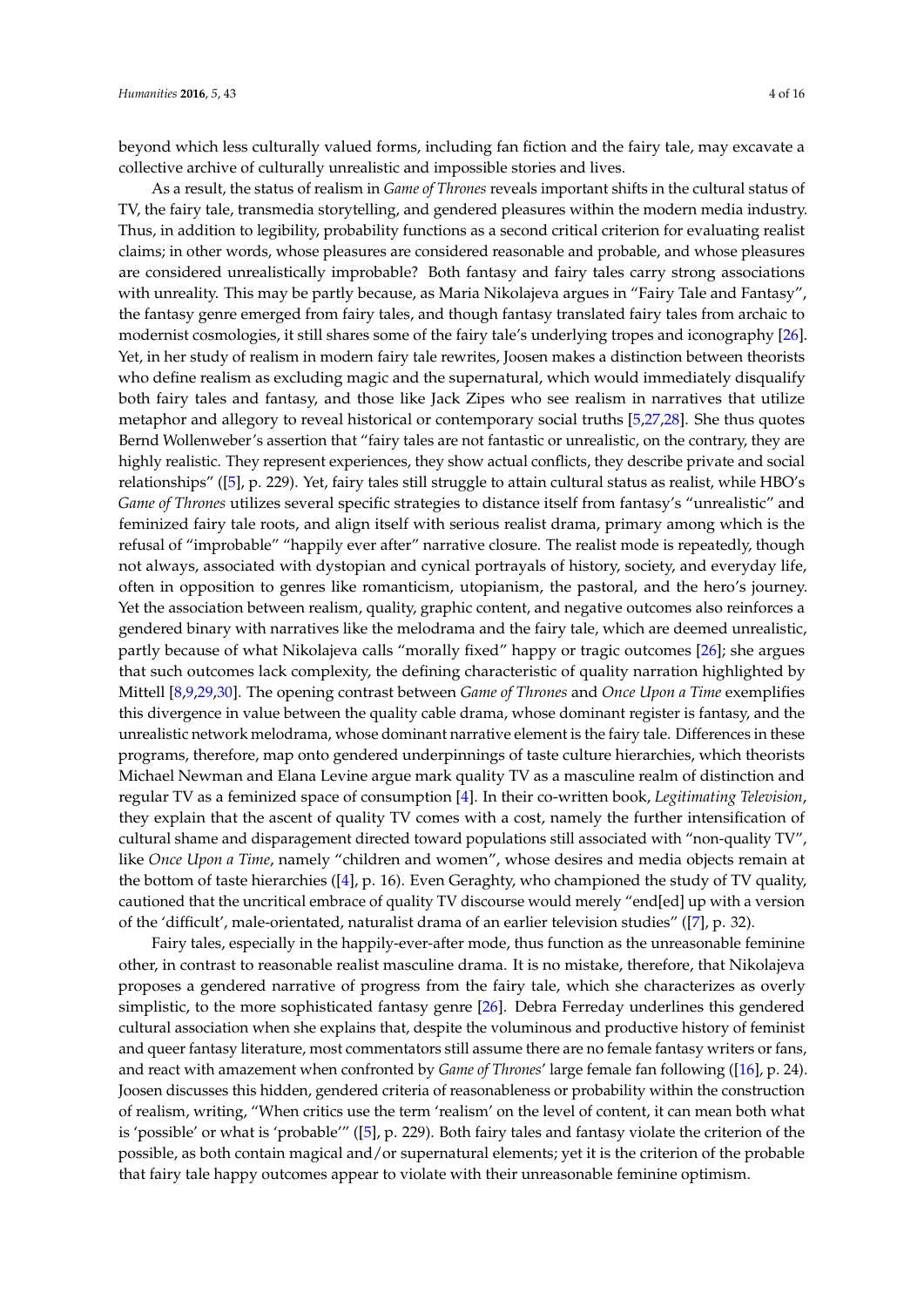beyond which less culturally valued forms, including fan fiction and the fairy tale, may excavate a collective archive of culturally unrealistic and impossible stories and lives.

As a result, the status of realism in *Game of Thrones* reveals important shifts in the cultural status of TV, the fairy tale, transmedia storytelling, and gendered pleasures within the modern media industry. Thus, in addition to legibility, probability functions as a second critical criterion for evaluating realist claims; in other words, whose pleasures are considered reasonable and probable, and whose pleasures are considered unrealistically improbable? Both fantasy and fairy tales carry strong associations with unreality. This may be partly because, as Maria Nikolajeva argues in "Fairy Tale and Fantasy", the fantasy genre emerged from fairy tales, and though fantasy translated fairy tales from archaic to modernist cosmologies, it still shares some of the fairy tale's underlying tropes and iconography [26]. Yet, in her study of realism in modern fairy tale rewrites, Joosen makes a distinction between theorists who define realism as excluding magic and the supernatural, which would immediately disqualify both fairy tales and fantasy, and those like Jack Zipes who see realism in narratives that utilize metaphor and allegory to reveal historical or contemporary social truths [5,27,28]. She thus quotes Bernd Wollenweber's assertion that "fairy tales are not fantastic or unrealistic, on the contrary, they are highly realistic. They represent experiences, they show actual conflicts, they describe private and social relationships" ([5], p. 229). Yet, fairy tales still struggle to attain cultural status as realist, while HBO's *Game of Thrones* utilizes several specific strategies to distance itself from fantasy's "unrealistic" and feminized fairy tale roots, and align itself with serious realist drama, primary among which is the refusal of "improbable" "happily ever after" narrative closure. The realist mode is repeatedly, though not always, associated with dystopian and cynical portrayals of history, society, and everyday life, often in opposition to genres like romanticism, utopianism, the pastoral, and the hero's journey. Yet the association between realism, quality, graphic content, and negative outcomes also reinforces a gendered binary with narratives like the melodrama and the fairy tale, which are deemed unrealistic, partly because of what Nikolajeva calls "morally fixed" happy or tragic outcomes [26]; she argues that such outcomes lack complexity, the defining characteristic of quality narration highlighted by Mittell [8,9,29,30]. The opening contrast between *Game of Thrones* and *Once Upon a Time* exemplifies this divergence in value between the quality cable drama, whose dominant register is fantasy, and the unrealistic network melodrama, whose dominant narrative element is the fairy tale. Differences in these programs, therefore, map onto gendered underpinnings of taste culture hierarchies, which theorists Michael Newman and Elana Levine argue mark quality TV as a masculine realm of distinction and regular TV as a feminized space of consumption [4]. In their co-written book, *Legitimating Television*, they explain that the ascent of quality TV comes with a cost, namely the further intensification of cultural shame and disparagement directed toward populations still associated with "non-quality TV", like *Once Upon a Time*, namely "children and women", whose desires and media objects remain at the bottom of taste hierarchies ([4], p. 16). Even Geraghty, who championed the study of TV quality, cautioned that the uncritical embrace of quality TV discourse would merely "end[ed] up with a version of the 'difficult', male-orientated, naturalist drama of an earlier television studies" ([7], p. 32).

Fairy tales, especially in the happily-ever-after mode, thus function as the unreasonable feminine other, in contrast to reasonable realist masculine drama. It is no mistake, therefore, that Nikolajeva proposes a gendered narrative of progress from the fairy tale, which she characterizes as overly simplistic, to the more sophisticated fantasy genre [26]. Debra Ferreday underlines this gendered cultural association when she explains that, despite the voluminous and productive history of feminist and queer fantasy literature, most commentators still assume there are no female fantasy writers or fans, and react with amazement when confronted by *Game of Thrones*' large female fan following ([16], p. 24). Joosen discusses this hidden, gendered criteria of reasonableness or probability within the construction of realism, writing, "When critics use the term 'realism' on the level of content, it can mean both what is 'possible' or what is 'probable'" ([5], p. 229). Both fairy tales and fantasy violate the criterion of the possible, as both contain magical and/or supernatural elements; yet it is the criterion of the probable that fairy tale happy outcomes appear to violate with their unreasonable feminine optimism.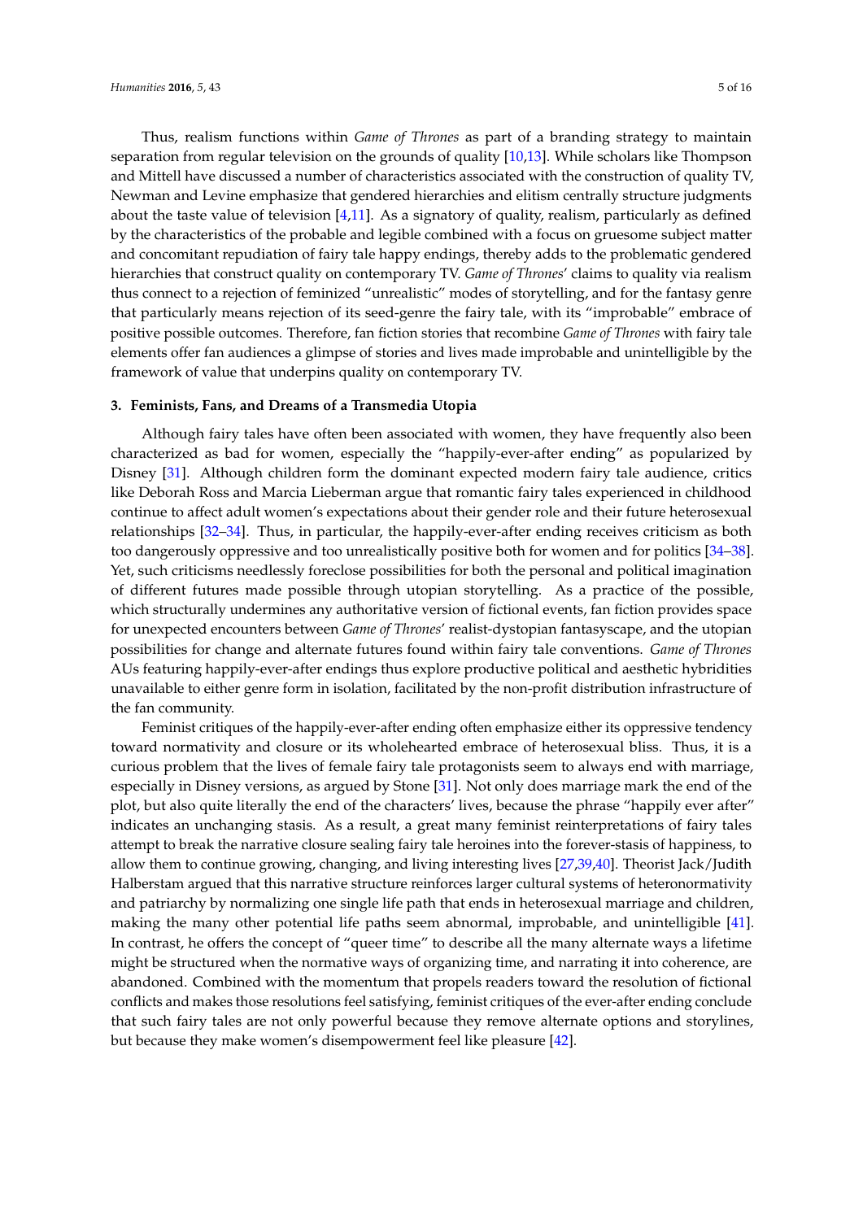Thus, realism functions within *Game of Thrones* as part of a branding strategy to maintain separation from regular television on the grounds of quality [10,13]. While scholars like Thompson and Mittell have discussed a number of characteristics associated with the construction of quality TV, Newman and Levine emphasize that gendered hierarchies and elitism centrally structure judgments about the taste value of television [4,11]. As a signatory of quality, realism, particularly as defined by the characteristics of the probable and legible combined with a focus on gruesome subject matter and concomitant repudiation of fairy tale happy endings, thereby adds to the problematic gendered hierarchies that construct quality on contemporary TV. *Game of Thrones*' claims to quality via realism thus connect to a rejection of feminized "unrealistic" modes of storytelling, and for the fantasy genre that particularly means rejection of its seed-genre the fairy tale, with its "improbable" embrace of positive possible outcomes. Therefore, fan fiction stories that recombine *Game of Thrones* with fairy tale elements offer fan audiences a glimpse of stories and lives made improbable and unintelligible by the framework of value that underpins quality on contemporary TV.

## 3. Feminists, Fans, and Dreams of a Transmedia Utopia

Although fairy tales have often been associated with women, they have frequently also been characterized as bad for women, especially the "happily-ever-after ending" as popularized by Disney [31]. Although children form the dominant expected modern fairy tale audience, critics like Deborah Ross and Marcia Lieberman argue that romantic fairy tales experienced in childhood continue to affect adult women's expectations about their gender role and their future heterosexual relationships [32–34]. Thus, in particular, the happily-ever-after ending receives criticism as both too dangerously oppressive and too unrealistically positive both for women and for politics [34–38]. Yet, such criticisms needlessly foreclose possibilities for both the personal and political imagination of different futures made possible through utopian storytelling. As a practice of the possible, which structurally undermines any authoritative version of fictional events, fan fiction provides space for unexpected encounters between *Game of Thrones*' realist-dystopian fantasyscape, and the utopian possibilities for change and alternate futures found within fairy tale conventions. *Game of Thrones* AUs featuring happily-ever-after endings thus explore productive political and aesthetic hybridities unavailable to either genre form in isolation, facilitated by the non-profit distribution infrastructure of the fan community.

Feminist critiques of the happily-ever-after ending often emphasize either its oppressive tendency toward normativity and closure or its wholehearted embrace of heterosexual bliss. Thus, it is a curious problem that the lives of female fairy tale protagonists seem to always end with marriage, especially in Disney versions, as argued by Stone [31]. Not only does marriage mark the end of the plot, but also quite literally the end of the characters' lives, because the phrase "happily ever after" indicates an unchanging stasis. As a result, a great many feminist reinterpretations of fairy tales attempt to break the narrative closure sealing fairy tale heroines into the forever-stasis of happiness, to allow them to continue growing, changing, and living interesting lives [27,39,40]. Theorist Jack/Judith Halberstam argued that this narrative structure reinforces larger cultural systems of heteronormativity and patriarchy by normalizing one single life path that ends in heterosexual marriage and children, making the many other potential life paths seem abnormal, improbable, and unintelligible [41]. In contrast, he offers the concept of "queer time" to describe all the many alternate ways a lifetime might be structured when the normative ways of organizing time, and narrating it into coherence, are abandoned. Combined with the momentum that propels readers toward the resolution of fictional conflicts and makes those resolutions feel satisfying, feminist critiques of the ever-after ending conclude that such fairy tales are not only powerful because they remove alternate options and storylines, but because they make women's disempowerment feel like pleasure [42].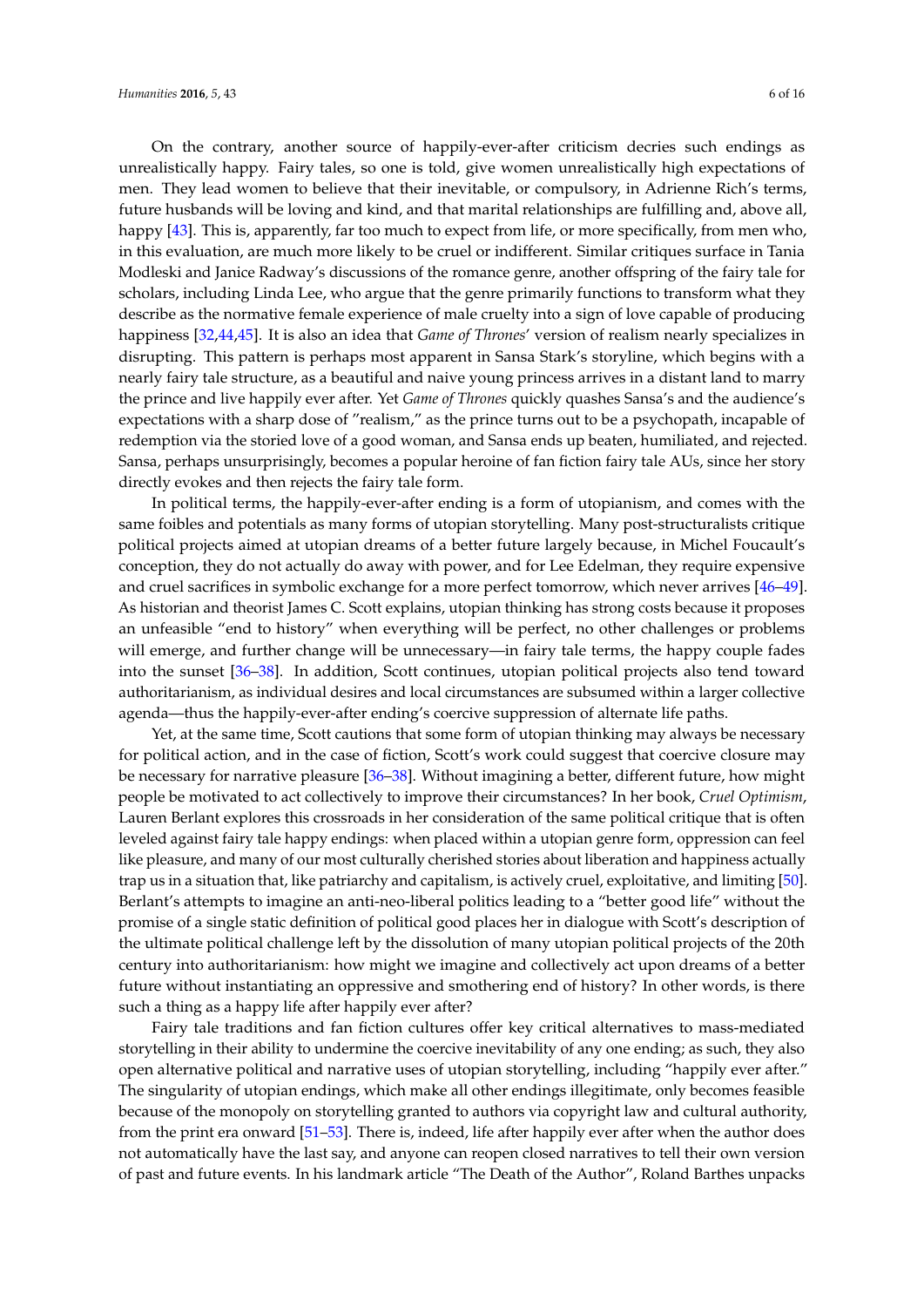On the contrary, another source of happily-ever-after criticism decries such endings as unrealistically happy. Fairy tales, so one is told, give women unrealistically high expectations of men. They lead women to believe that their inevitable, or compulsory, in Adrienne Rich's terms, future husbands will be loving and kind, and that marital relationships are fulfilling and, above all, happy [43]. This is, apparently, far too much to expect from life, or more specifically, from men who, in this evaluation, are much more likely to be cruel or indifferent. Similar critiques surface in Tania Modleski and Janice Radway's discussions of the romance genre, another offspring of the fairy tale for scholars, including Linda Lee, who argue that the genre primarily functions to transform what they describe as the normative female experience of male cruelty into a sign of love capable of producing happiness [32,44,45]. It is also an idea that *Game of Thrones*' version of realism nearly specializes in disrupting. This pattern is perhaps most apparent in Sansa Stark's storyline, which begins with a nearly fairy tale structure, as a beautiful and naive young princess arrives in a distant land to marry the prince and live happily ever after. Yet *Game of Thrones* quickly quashes Sansa's and the audience's expectations with a sharp dose of "realism," as the prince turns out to be a psychopath, incapable of redemption via the storied love of a good woman, and Sansa ends up beaten, humiliated, and rejected. Sansa, perhaps unsurprisingly, becomes a popular heroine of fan fiction fairy tale AUs, since her story directly evokes and then rejects the fairy tale form.

In political terms, the happily-ever-after ending is a form of utopianism, and comes with the same foibles and potentials as many forms of utopian storytelling. Many post-structuralists critique political projects aimed at utopian dreams of a better future largely because, in Michel Foucault's conception, they do not actually do away with power, and for Lee Edelman, they require expensive and cruel sacrifices in symbolic exchange for a more perfect tomorrow, which never arrives [46–49]. As historian and theorist James C. Scott explains, utopian thinking has strong costs because it proposes an unfeasible "end to history" when everything will be perfect, no other challenges or problems will emerge, and further change will be unnecessary—in fairy tale terms, the happy couple fades into the sunset [36–38]. In addition, Scott continues, utopian political projects also tend toward authoritarianism, as individual desires and local circumstances are subsumed within a larger collective agenda—thus the happily-ever-after ending's coercive suppression of alternate life paths.

Yet, at the same time, Scott cautions that some form of utopian thinking may always be necessary for political action, and in the case of fiction, Scott's work could suggest that coercive closure may be necessary for narrative pleasure [36–38]. Without imagining a better, different future, how might people be motivated to act collectively to improve their circumstances? In her book, *Cruel Optimism*, Lauren Berlant explores this crossroads in her consideration of the same political critique that is often leveled against fairy tale happy endings: when placed within a utopian genre form, oppression can feel like pleasure, and many of our most culturally cherished stories about liberation and happiness actually trap us in a situation that, like patriarchy and capitalism, is actively cruel, exploitative, and limiting [50]. Berlant's attempts to imagine an anti-neo-liberal politics leading to a "better good life" without the promise of a single static definition of political good places her in dialogue with Scott's description of the ultimate political challenge left by the dissolution of many utopian political projects of the 20th century into authoritarianism: how might we imagine and collectively act upon dreams of a better future without instantiating an oppressive and smothering end of history? In other words, is there such a thing as a happy life after happily ever after?

Fairy tale traditions and fan fiction cultures offer key critical alternatives to mass-mediated storytelling in their ability to undermine the coercive inevitability of any one ending; as such, they also open alternative political and narrative uses of utopian storytelling, including "happily ever after." The singularity of utopian endings, which make all other endings illegitimate, only becomes feasible because of the monopoly on storytelling granted to authors via copyright law and cultural authority, from the print era onward [51–53]. There is, indeed, life after happily ever after when the author does not automatically have the last say, and anyone can reopen closed narratives to tell their own version of past and future events. In his landmark article "The Death of the Author", Roland Barthes unpacks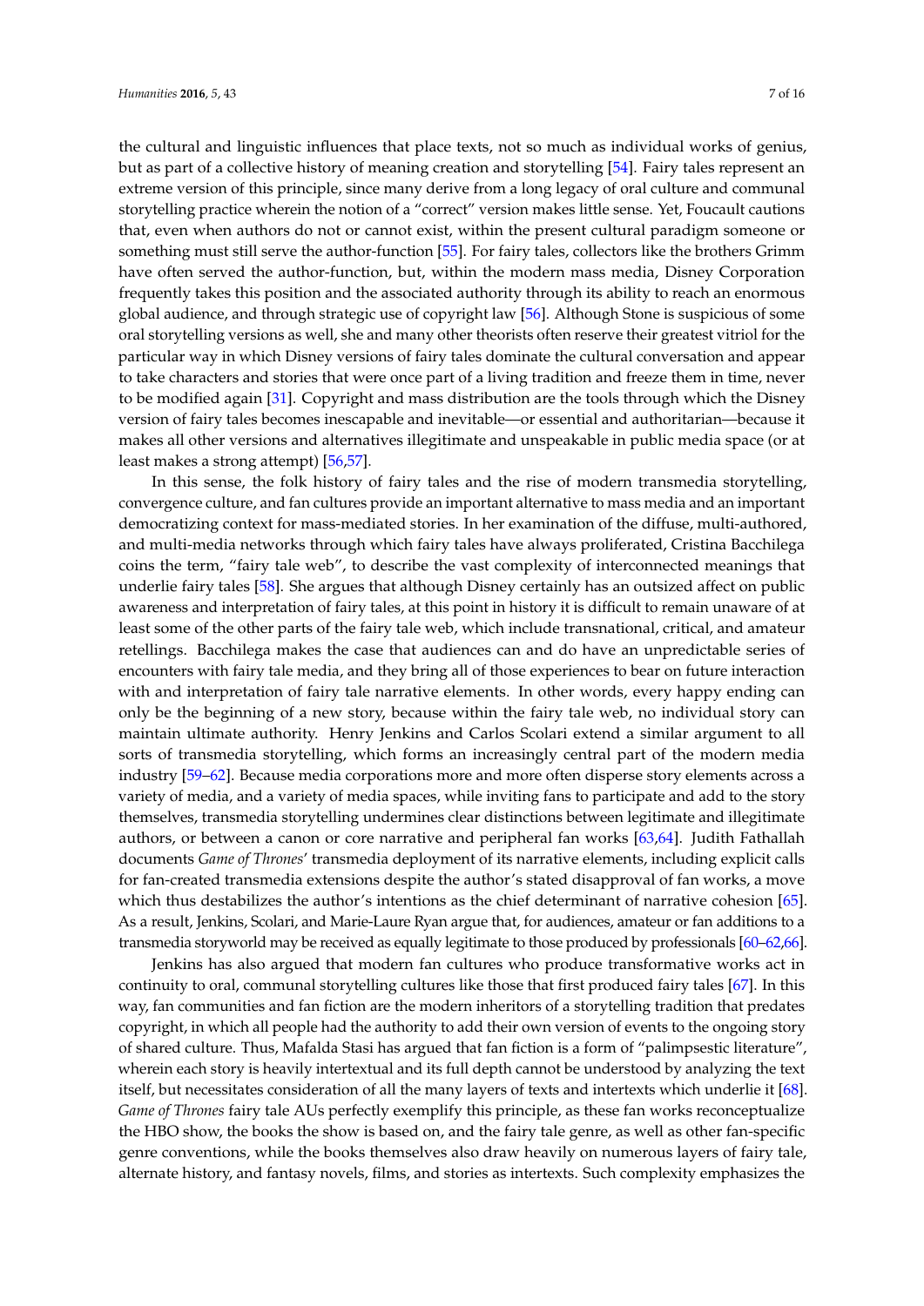the cultural and linguistic influences that place texts, not so much as individual works of genius, but as part of a collective history of meaning creation and storytelling [54]. Fairy tales represent an extreme version of this principle, since many derive from a long legacy of oral culture and communal storytelling practice wherein the notion of a "correct" version makes little sense. Yet, Foucault cautions that, even when authors do not or cannot exist, within the present cultural paradigm someone or something must still serve the author-function [55]. For fairy tales, collectors like the brothers Grimm have often served the author-function, but, within the modern mass media, Disney Corporation frequently takes this position and the associated authority through its ability to reach an enormous global audience, and through strategic use of copyright law [56]. Although Stone is suspicious of some oral storytelling versions as well, she and many other theorists often reserve their greatest vitriol for the particular way in which Disney versions of fairy tales dominate the cultural conversation and appear to take characters and stories that were once part of a living tradition and freeze them in time, never to be modified again [31]. Copyright and mass distribution are the tools through which the Disney version of fairy tales becomes inescapable and inevitable—or essential and authoritarian—because it makes all other versions and alternatives illegitimate and unspeakable in public media space (or at least makes a strong attempt) [56,57].

In this sense, the folk history of fairy tales and the rise of modern transmedia storytelling, convergence culture, and fan cultures provide an important alternative to mass media and an important democratizing context for mass-mediated stories. In her examination of the diffuse, multi-authored, and multi-media networks through which fairy tales have always proliferated, Cristina Bacchilega coins the term, "fairy tale web", to describe the vast complexity of interconnected meanings that underlie fairy tales [58]. She argues that although Disney certainly has an outsized affect on public awareness and interpretation of fairy tales, at this point in history it is difficult to remain unaware of at least some of the other parts of the fairy tale web, which include transnational, critical, and amateur retellings. Bacchilega makes the case that audiences can and do have an unpredictable series of encounters with fairy tale media, and they bring all of those experiences to bear on future interaction with and interpretation of fairy tale narrative elements. In other words, every happy ending can only be the beginning of a new story, because within the fairy tale web, no individual story can maintain ultimate authority. Henry Jenkins and Carlos Scolari extend a similar argument to all sorts of transmedia storytelling, which forms an increasingly central part of the modern media industry [59–62]. Because media corporations more and more often disperse story elements across a variety of media, and a variety of media spaces, while inviting fans to participate and add to the story themselves, transmedia storytelling undermines clear distinctions between legitimate and illegitimate authors, or between a canon or core narrative and peripheral fan works [63,64]. Judith Fathallah documents *Game of Thrones*' transmedia deployment of its narrative elements, including explicit calls for fan-created transmedia extensions despite the author's stated disapproval of fan works, a move which thus destabilizes the author's intentions as the chief determinant of narrative cohesion [65]. As a result, Jenkins, Scolari, and Marie-Laure Ryan argue that, for audiences, amateur or fan additions to a transmedia storyworld may be received as equally legitimate to those produced by professionals [60–62,66].

Jenkins has also argued that modern fan cultures who produce transformative works act in continuity to oral, communal storytelling cultures like those that first produced fairy tales [67]. In this way, fan communities and fan fiction are the modern inheritors of a storytelling tradition that predates copyright, in which all people had the authority to add their own version of events to the ongoing story of shared culture. Thus, Mafalda Stasi has argued that fan fiction is a form of "palimpsestic literature", wherein each story is heavily intertextual and its full depth cannot be understood by analyzing the text itself, but necessitates consideration of all the many layers of texts and intertexts which underlie it [68]. *Game of Thrones* fairy tale AUs perfectly exemplify this principle, as these fan works reconceptualize the HBO show, the books the show is based on, and the fairy tale genre, as well as other fan-specific genre conventions, while the books themselves also draw heavily on numerous layers of fairy tale, alternate history, and fantasy novels, films, and stories as intertexts. Such complexity emphasizes the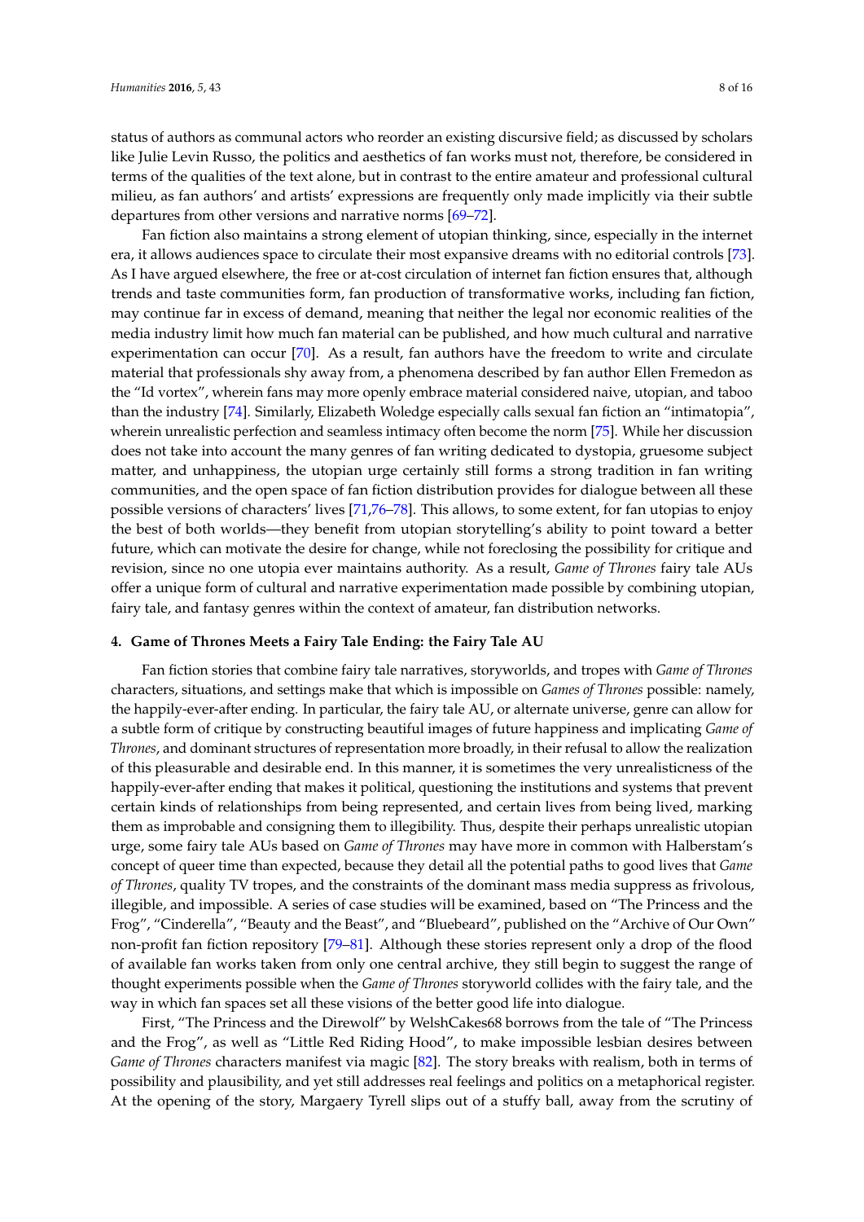status of authors as communal actors who reorder an existing discursive field; as discussed by scholars like Julie Levin Russo, the politics and aesthetics of fan works must not, therefore, be considered in terms of the qualities of the text alone, but in contrast to the entire amateur and professional cultural milieu, as fan authors' and artists' expressions are frequently only made implicitly via their subtle departures from other versions and narrative norms [69–72].

Fan fiction also maintains a strong element of utopian thinking, since, especially in the internet era, it allows audiences space to circulate their most expansive dreams with no editorial controls [73]. As I have argued elsewhere, the free or at-cost circulation of internet fan fiction ensures that, although trends and taste communities form, fan production of transformative works, including fan fiction, may continue far in excess of demand, meaning that neither the legal nor economic realities of the media industry limit how much fan material can be published, and how much cultural and narrative experimentation can occur [70]. As a result, fan authors have the freedom to write and circulate material that professionals shy away from, a phenomena described by fan author Ellen Fremedon as the "Id vortex", wherein fans may more openly embrace material considered naive, utopian, and taboo than the industry [74]. Similarly, Elizabeth Woledge especially calls sexual fan fiction an "intimatopia", wherein unrealistic perfection and seamless intimacy often become the norm [75]. While her discussion does not take into account the many genres of fan writing dedicated to dystopia, gruesome subject matter, and unhappiness, the utopian urge certainly still forms a strong tradition in fan writing communities, and the open space of fan fiction distribution provides for dialogue between all these possible versions of characters' lives [71,76–78]. This allows, to some extent, for fan utopias to enjoy the best of both worlds—they benefit from utopian storytelling's ability to point toward a better future, which can motivate the desire for change, while not foreclosing the possibility for critique and revision, since no one utopia ever maintains authority. As a result, *Game of Thrones* fairy tale AUs offer a unique form of cultural and narrative experimentation made possible by combining utopian, fairy tale, and fantasy genres within the context of amateur, fan distribution networks.

## 4. Game of Thrones Meets a Fairy Tale Ending: the Fairy Tale AU

Fan fiction stories that combine fairy tale narratives, storyworlds, and tropes with *Game of Thrones* characters, situations, and settings make that which is impossible on *Games of Thrones* possible: namely, the happily-ever-after ending. In particular, the fairy tale AU, or alternate universe, genre can allow for a subtle form of critique by constructing beautiful images of future happiness and implicating *Game of Thrones*, and dominant structures of representation more broadly, in their refusal to allow the realization of this pleasurable and desirable end. In this manner, it is sometimes the very unrealisticness of the happily-ever-after ending that makes it political, questioning the institutions and systems that prevent certain kinds of relationships from being represented, and certain lives from being lived, marking them as improbable and consigning them to illegibility. Thus, despite their perhaps unrealistic utopian urge, some fairy tale AUs based on *Game of Thrones* may have more in common with Halberstam's concept of queer time than expected, because they detail all the potential paths to good lives that *Game of Thrones*, quality TV tropes, and the constraints of the dominant mass media suppress as frivolous, illegible, and impossible. A series of case studies will be examined, based on "The Princess and the Frog", "Cinderella", "Beauty and the Beast", and "Bluebeard", published on the "Archive of Our Own" non-profit fan fiction repository [79–81]. Although these stories represent only a drop of the flood of available fan works taken from only one central archive, they still begin to suggest the range of thought experiments possible when the *Game of Thrones* storyworld collides with the fairy tale, and the way in which fan spaces set all these visions of the better good life into dialogue.

First, "The Princess and the Direwolf" by WelshCakes68 borrows from the tale of "The Princess and the Frog", as well as "Little Red Riding Hood", to make impossible lesbian desires between *Game of Thrones* characters manifest via magic [82]. The story breaks with realism, both in terms of possibility and plausibility, and yet still addresses real feelings and politics on a metaphorical register. At the opening of the story, Margaery Tyrell slips out of a stuffy ball, away from the scrutiny of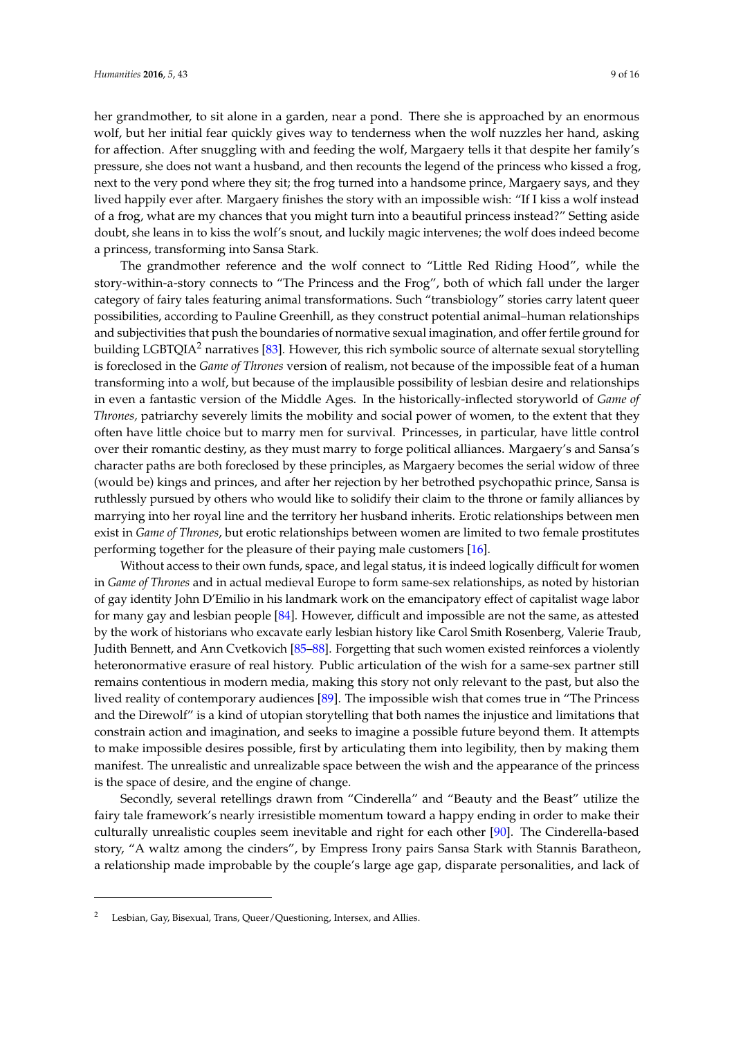her grandmother, to sit alone in a garden, near a pond. There she is approached by an enormous wolf, but her initial fear quickly gives way to tenderness when the wolf nuzzles her hand, asking for affection. After snuggling with and feeding the wolf, Margaery tells it that despite her family's pressure, she does not want a husband, and then recounts the legend of the princess who kissed a frog, next to the very pond where they sit; the frog turned into a handsome prince, Margaery says, and they lived happily ever after. Margaery finishes the story with an impossible wish: "If I kiss a wolf instead of a frog, what are my chances that you might turn into a beautiful princess instead?" Setting aside doubt, she leans in to kiss the wolf's snout, and luckily magic intervenes; the wolf does indeed become a princess, transforming into Sansa Stark.

The grandmother reference and the wolf connect to "Little Red Riding Hood", while the story-within-a-story connects to "The Princess and the Frog", both of which fall under the larger category of fairy tales featuring animal transformations. Such "transbiology" stories carry latent queer possibilities, according to Pauline Greenhill, as they construct potential animal–human relationships and subjectivities that push the boundaries of normative sexual imagination, and offer fertile ground for building LGBTQIA[2] narratives [83]. However, this rich symbolic source of alternate sexual storytelling is foreclosed in the *Game of Thrones* version of realism, not because of the impossible feat of a human transforming into a wolf, but because of the implausible possibility of lesbian desire and relationships in even a fantastic version of the Middle Ages. In the historically-inflected storyworld of *Game of Thrones*, patriarchy severely limits the mobility and social power of women, to the extent that they often have little choice but to marry men for survival. Princesses, in particular, have little control over their romantic destiny, as they must marry to forge political alliances. Margaery's and Sansa's character paths are both foreclosed by these principles, as Margaery becomes the serial widow of three (would be) kings and princes, and after her rejection by her betrothed psychopathic prince, Sansa is ruthlessly pursued by others who would like to solidify their claim to the throne or family alliances by marrying into her royal line and the territory her husband inherits. Erotic relationships between men exist in *Game of Thrones*, but erotic relationships between women are limited to two female prostitutes performing together for the pleasure of their paying male customers [16].

Without access to their own funds, space, and legal status, it is indeed logically difficult for women in *Game of Thrones* and in actual medieval Europe to form same-sex relationships, as noted by historian of gay identity John D'Emilio in his landmark work on the emancipatory effect of capitalist wage labor for many gay and lesbian people [84]. However, difficult and impossible are not the same, as attested by the work of historians who excavate early lesbian history like Carol Smith Rosenberg, Valerie Traub, Judith Bennett, and Ann Cvetkovich [85–88]. Forgetting that such women existed reinforces a violently heteronormative erasure of real history. Public articulation of the wish for a same-sex partner still remains contentious in modern media, making this story not only relevant to the past, but also the lived reality of contemporary audiences [89]. The impossible wish that comes true in "The Princess and the Direwolf" is a kind of utopian storytelling that both names the injustice and limitations that constrain action and imagination, and seeks to imagine a possible future beyond them. It attempts to make impossible desires possible, first by articulating them into legibility, then by making them manifest. The unrealistic and unrealizable space between the wish and the appearance of the princess is the space of desire, and the engine of change.

Secondly, several retellings drawn from "Cinderella" and "Beauty and the Beast" utilize the fairy tale framework's nearly irresistible momentum toward a happy ending in order to make their culturally unrealistic couples seem inevitable and right for each other [90]. The Cinderella-based story, "A waltz among the cinders", by Empress Irony pairs Sansa Stark with Stannis Baratheon, a relationship made improbable by the couple's large age gap, disparate personalities, and lack of

---

[2] Lesbian, Gay, Bisexual, Trans, Queer/Questioning, Intersex, and Allies.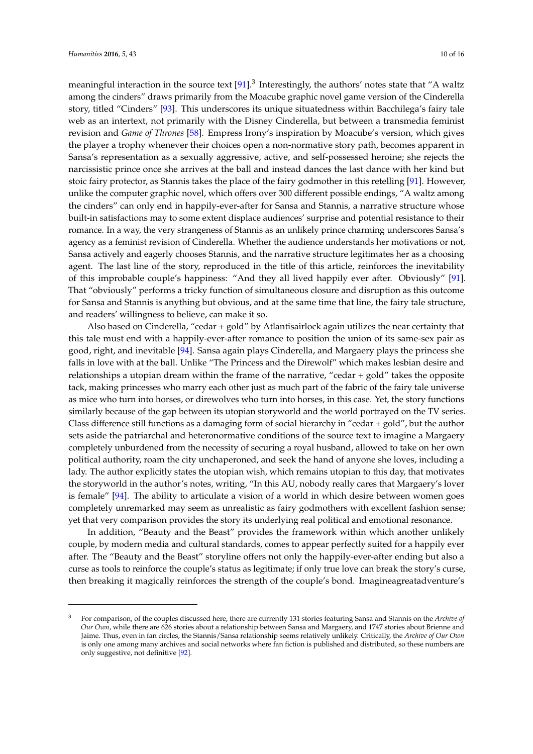meaningful interaction in the source text [91].[3] Interestingly, the authors' notes state that "A waltz among the cinders" draws primarily from the Moacube graphic novel game version of the Cinderella story, titled "Cinders" [93]. This underscores its unique situatedness within Bacchilega's fairy tale web as an intertext, not primarily with the Disney Cinderella, but between a transmedia feminist revision and *Game of Thrones* [58]. Empress Irony's inspiration by Moacube's version, which gives the player a trophy whenever their choices open a non-normative story path, becomes apparent in Sansa's representation as a sexually aggressive, active, and self-possessed heroine; she rejects the narcissistic prince once she arrives at the ball and instead dances the last dance with her kind but stoic fairy protector, as Stannis takes the place of the fairy godmother in this retelling [91]. However, unlike the computer graphic novel, which offers over 300 different possible endings, "A waltz among the cinders" can only end in happily-ever-after for Sansa and Stannis, a narrative structure whose built-in satisfactions may to some extent displace audiences' surprise and potential resistance to their romance. In a way, the very strangeness of Stannis as an unlikely prince charming underscores Sansa's agency as a feminist revision of Cinderella. Whether the audience understands her motivations or not, Sansa actively and eagerly chooses Stannis, and the narrative structure legitimates her as a choosing agent. The last line of the story, reproduced in the title of this article, reinforces the inevitability of this improbable couple's happiness: "And they all lived happily ever after. Obviously" [91]. That "obviously" performs a tricky function of simultaneous closure and disruption as this outcome for Sansa and Stannis is anything but obvious, and at the same time that line, the fairy tale structure, and readers' willingness to believe, can make it so.

Also based on Cinderella, "cedar + gold" by Atlantisairlock again utilizes the near certainty that this tale must end with a happily-ever-after romance to position the union of its same-sex pair as good, right, and inevitable [94]. Sansa again plays Cinderella, and Margaery plays the princess she falls in love with at the ball. Unlike "The Princess and the Direwolf" which makes lesbian desire and relationships a utopian dream within the frame of the narrative, "cedar + gold" takes the opposite tack, making princesses who marry each other just as much part of the fabric of the fairy tale universe as mice who turn into horses, or direwolves who turn into horses, in this case. Yet, the story functions similarly because of the gap between its utopian storyworld and the world portrayed on the TV series. Class difference still functions as a damaging form of social hierarchy in "cedar + gold", but the author sets aside the patriarchal and heteronormative conditions of the source text to imagine a Margaery completely unburdened from the necessity of securing a royal husband, allowed to take on her own political authority, roam the city unchaperoned, and seek the hand of anyone she loves, including a lady. The author explicitly states the utopian wish, which remains utopian to this day, that motivates the storyworld in the author's notes, writing, "In this AU, nobody really cares that Margaery's lover is female" [94]. The ability to articulate a vision of a world in which desire between women goes completely unremarked may seem as unrealistic as fairy godmothers with excellent fashion sense; yet that very comparison provides the story its underlying real political and emotional resonance.

In addition, "Beauty and the Beast" provides the framework within which another unlikely couple, by modern media and cultural standards, comes to appear perfectly suited for a happily ever after. The "Beauty and the Beast" storyline offers not only the happily-ever-after ending but also a curse as tools to reinforce the couple's status as legitimate; if only true love can break the story's curse, then breaking it magically reinforces the strength of the couple's bond. Imagineagreatadventure's

---

[3] For comparison, of the couples discussed here, there are currently 131 stories featuring Sansa and Stannis on the *Archive of Our Own*, while there are 626 stories about a relationship between Sansa and Margaery, and 1747 stories about Brienne and Jaime. Thus, even in fan circles, the Stannis/Sansa relationship seems relatively unlikely. Critically, the *Archive of Our Own* is only one among many archives and social networks where fan fiction is published and distributed, so these numbers are only suggestive, not definitive [92].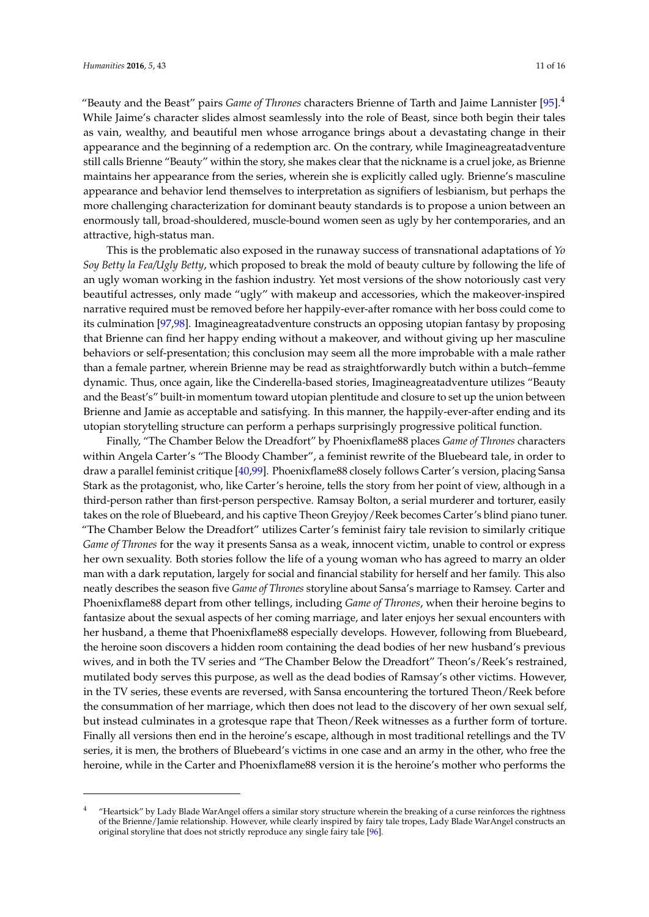"Beauty and the Beast" pairs *Game of Thrones* characters Brienne of Tarth and Jaime Lannister [95].[4] While Jaime's character slides almost seamlessly into the role of Beast, since both begin their tales as vain, wealthy, and beautiful men whose arrogance brings about a devastating change in their appearance and the beginning of a redemption arc. On the contrary, while Imagineagreatadventure still calls Brienne "Beauty" within the story, she makes clear that the nickname is a cruel joke, as Brienne maintains her appearance from the series, wherein she is explicitly called ugly. Brienne's masculine appearance and behavior lend themselves to interpretation as signifiers of lesbianism, but perhaps the more challenging characterization for dominant beauty standards is to propose a union between an enormously tall, broad-shouldered, muscle-bound women seen as ugly by her contemporaries, and an attractive, high-status man.

This is the problematic also exposed in the runaway success of transnational adaptations of *Yo Soy Betty la Fea/Ugly Betty*, which proposed to break the mold of beauty culture by following the life of an ugly woman working in the fashion industry. Yet most versions of the show notoriously cast very beautiful actresses, only made "ugly" with makeup and accessories, which the makeover-inspired narrative required must be removed before her happily-ever-after romance with her boss could come to its culmination [97,98]. Imagineagreatadventure constructs an opposing utopian fantasy by proposing that Brienne can find her happy ending without a makeover, and without giving up her masculine behaviors or self-presentation; this conclusion may seem all the more improbable with a male rather than a female partner, wherein Brienne may be read as straightforwardly butch within a butch–femme dynamic. Thus, once again, like the Cinderella-based stories, Imagineagreatadventure utilizes "Beauty and the Beast's" built-in momentum toward utopian plentitude and closure to set up the union between Brienne and Jamie as acceptable and satisfying. In this manner, the happily-ever-after ending and its utopian storytelling structure can perform a perhaps surprisingly progressive political function.

Finally, "The Chamber Below the Dreadfort" by Phoenixflame88 places *Game of Thrones* characters within Angela Carter's "The Bloody Chamber", a feminist rewrite of the Bluebeard tale, in order to draw a parallel feminist critique [40,99]. Phoenixflame88 closely follows Carter's version, placing Sansa Stark as the protagonist, who, like Carter's heroine, tells the story from her point of view, although in a third-person rather than first-person perspective. Ramsay Bolton, a serial murderer and torturer, easily takes on the role of Bluebeard, and his captive Theon Greyjoy/Reek becomes Carter's blind piano tuner. "The Chamber Below the Dreadfort" utilizes Carter's feminist fairy tale revision to similarly critique *Game of Thrones* for the way it presents Sansa as a weak, innocent victim, unable to control or express her own sexuality. Both stories follow the life of a young woman who has agreed to marry an older man with a dark reputation, largely for social and financial stability for herself and her family. This also neatly describes the season five *Game of Thrones* storyline about Sansa's marriage to Ramsey. Carter and Phoenixflame88 depart from other tellings, including *Game of Thrones*, when their heroine begins to fantasize about the sexual aspects of her coming marriage, and later enjoys her sexual encounters with her husband, a theme that Phoenixflame88 especially develops. However, following from Bluebeard, the heroine soon discovers a hidden room containing the dead bodies of her new husband's previous wives, and in both the TV series and "The Chamber Below the Dreadfort" Theon's/Reek's restrained, mutilated body serves this purpose, as well as the dead bodies of Ramsay's other victims. However, in the TV series, these events are reversed, with Sansa encountering the tortured Theon/Reek before the consummation of her marriage, which then does not lead to the discovery of her own sexual self, but instead culminates in a grotesque rape that Theon/Reek witnesses as a further form of torture. Finally all versions then end in the heroine's escape, although in most traditional retellings and the TV series, it is men, the brothers of Bluebeard's victims in one case and an army in the other, who free the heroine, while in the Carter and Phoenixflame88 version it is the heroine's mother who performs the

[4] "Heartsick" by Lady Blade WarAngel offers a similar story structure wherein the breaking of a curse reinforces the rightness of the Brienne/Jamie relationship. However, while clearly inspired by fairy tale tropes, Lady Blade WarAngel constructs an original storyline that does not strictly reproduce any single fairy tale [96].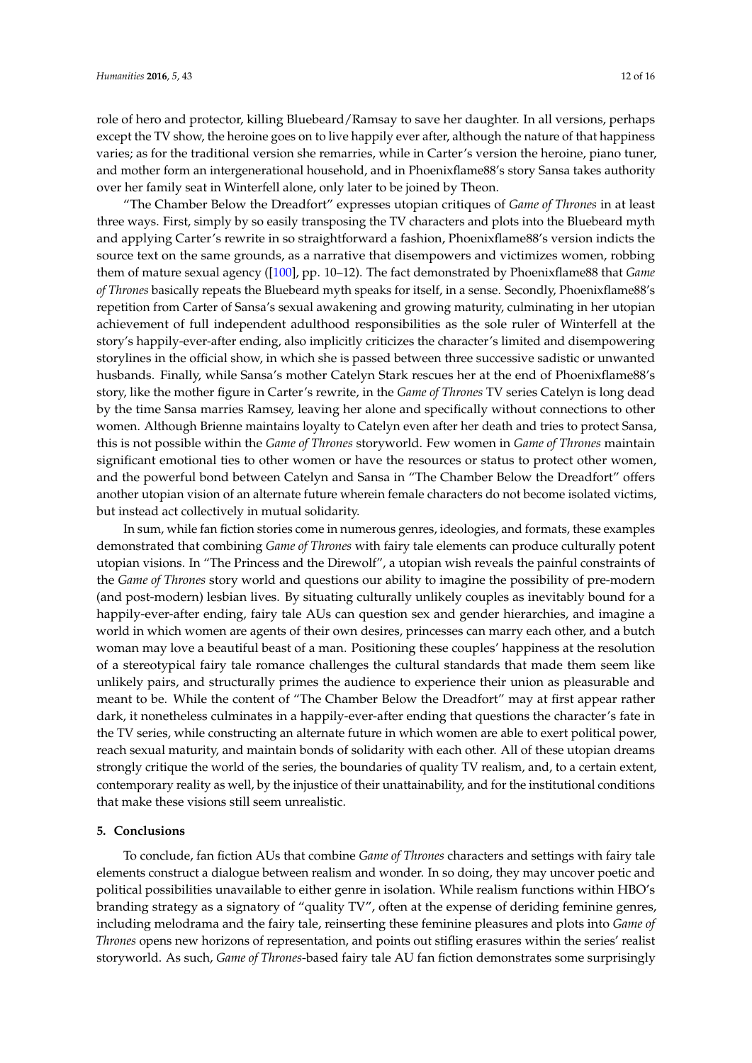role of hero and protector, killing Bluebeard/Ramsay to save her daughter. In all versions, perhaps except the TV show, the heroine goes on to live happily ever after, although the nature of that happiness varies; as for the traditional version she remarries, while in Carter's version the heroine, piano tuner, and mother form an intergenerational household, and in Phoenixflame88's story Sansa takes authority over her family seat in Winterfell alone, only later to be joined by Theon.

"The Chamber Below the Dreadfort" expresses utopian critiques of *Game of Thrones* in at least three ways. First, simply by so easily transposing the TV characters and plots into the Bluebeard myth and applying Carter's rewrite in so straightforward a fashion, Phoenixflame88's version indicts the source text on the same grounds, as a narrative that disempowers and victimizes women, robbing them of mature sexual agency ([100], pp. 10–12). The fact demonstrated by Phoenixflame88 that *Game of Thrones* basically repeats the Bluebeard myth speaks for itself, in a sense. Secondly, Phoenixflame88's repetition from Carter of Sansa's sexual awakening and growing maturity, culminating in her utopian achievement of full independent adulthood responsibilities as the sole ruler of Winterfell at the story's happily-ever-after ending, also implicitly criticizes the character's limited and disempowering storylines in the official show, in which she is passed between three successive sadistic or unwanted husbands. Finally, while Sansa's mother Catelyn Stark rescues her at the end of Phoenixflame88's story, like the mother figure in Carter's rewrite, in the *Game of Thrones* TV series Catelyn is long dead by the time Sansa marries Ramsey, leaving her alone and specifically without connections to other women. Although Brienne maintains loyalty to Catelyn even after her death and tries to protect Sansa, this is not possible within the *Game of Thrones* storyworld. Few women in *Game of Thrones* maintain significant emotional ties to other women or have the resources or status to protect other women, and the powerful bond between Catelyn and Sansa in "The Chamber Below the Dreadfort" offers another utopian vision of an alternate future wherein female characters do not become isolated victims, but instead act collectively in mutual solidarity.

In sum, while fan fiction stories come in numerous genres, ideologies, and formats, these examples demonstrated that combining *Game of Thrones* with fairy tale elements can produce culturally potent utopian visions. In "The Princess and the Direwolf", a utopian wish reveals the painful constraints of the *Game of Thrones* story world and questions our ability to imagine the possibility of pre-modern (and post-modern) lesbian lives. By situating culturally unlikely couples as inevitably bound for a happily-ever-after ending, fairy tale AUs can question sex and gender hierarchies, and imagine a world in which women are agents of their own desires, princesses can marry each other, and a butch woman may love a beautiful beast of a man. Positioning these couples' happiness at the resolution of a stereotypical fairy tale romance challenges the cultural standards that made them seem like unlikely pairs, and structurally primes the audience to experience their union as pleasurable and meant to be. While the content of "The Chamber Below the Dreadfort" may at first appear rather dark, it nonetheless culminates in a happily-ever-after ending that questions the character's fate in the TV series, while constructing an alternate future in which women are able to exert political power, reach sexual maturity, and maintain bonds of solidarity with each other. All of these utopian dreams strongly critique the world of the series, the boundaries of quality TV realism, and, to a certain extent, contemporary reality as well, by the injustice of their unattainability, and for the institutional conditions that make these visions still seem unrealistic.

## 5. Conclusions

To conclude, fan fiction AUs that combine *Game of Thrones* characters and settings with fairy tale elements construct a dialogue between realism and wonder. In so doing, they may uncover poetic and political possibilities unavailable to either genre in isolation. While realism functions within HBO's branding strategy as a signatory of "quality TV", often at the expense of deriding feminine genres, including melodrama and the fairy tale, reinserting these feminine pleasures and plots into *Game of Thrones* opens new horizons of representation, and points out stifling erasures within the series' realist storyworld. As such, *Game of Thrones*-based fairy tale AU fan fiction demonstrates some surprisingly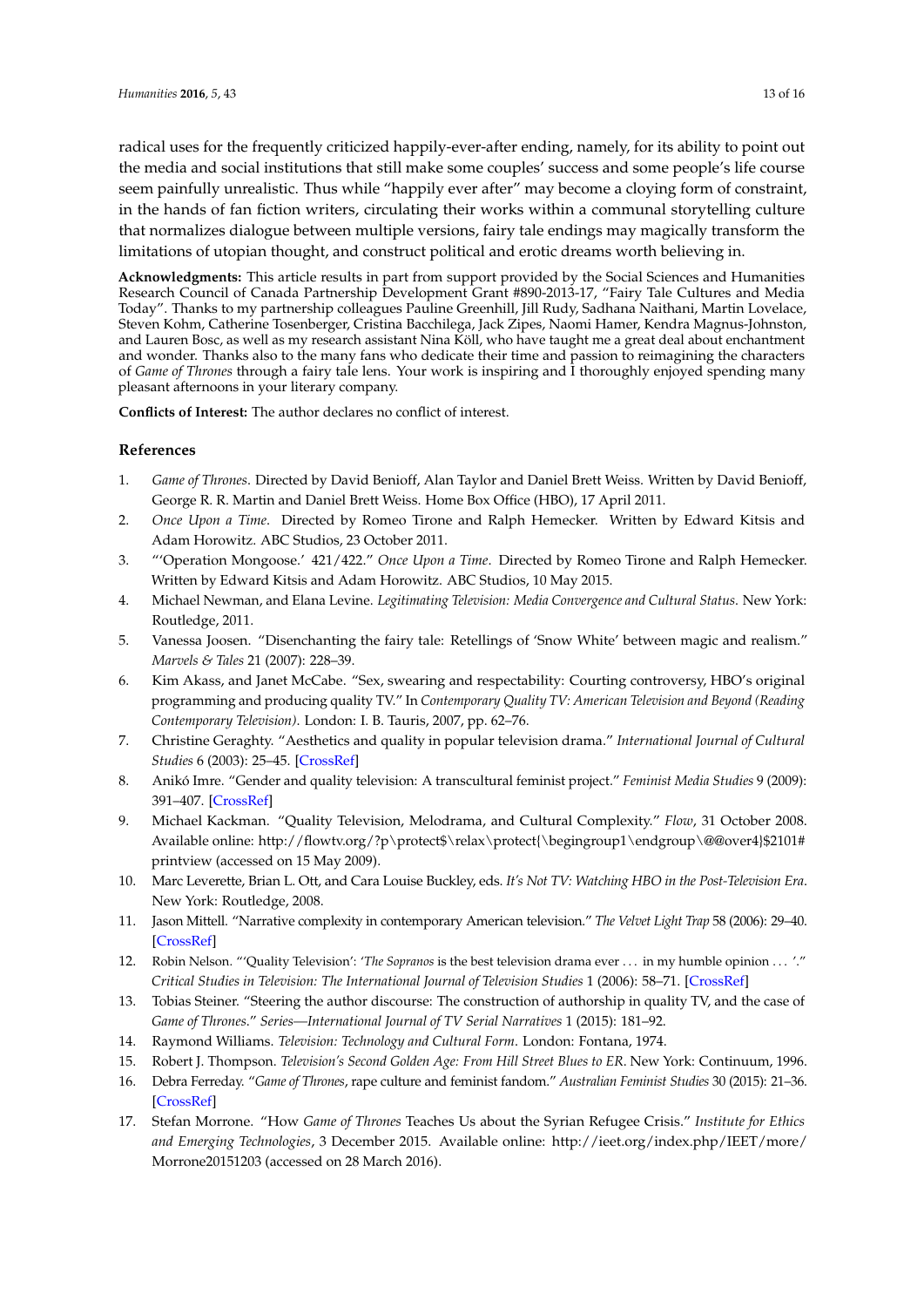radical uses for the frequently criticized happily-ever-after ending, namely, for its ability to point out the media and social institutions that still make some couples' success and some people's life course seem painfully unrealistic. Thus while "happily ever after" may become a cloying form of constraint, in the hands of fan fiction writers, circulating their works within a communal storytelling culture that normalizes dialogue between multiple versions, fairy tale endings may magically transform the limitations of utopian thought, and construct political and erotic dreams worth believing in.

**Acknowledgments:** This article results in part from support provided by the Social Sciences and Humanities Research Council of Canada Partnership Development Grant #890-2013-17, "Fairy Tale Cultures and Media Today". Thanks to my partnership colleagues Pauline Greenhill, Jill Rudy, Sadhana Naithani, Martin Lovelace, Steven Kohm, Catherine Tosenberger, Cristina Bacchilega, Jack Zipes, Naomi Hamer, Kendra Magnus-Johnston, and Lauren Bosc, as well as my research assistant Nina Köll, who have taught me a great deal about enchantment and wonder. Thanks also to the many fans who dedicate their time and passion to reimagining the characters of *Game of Thrones* through a fairy tale lens. Your work is inspiring and I thoroughly enjoyed spending many pleasant afternoons in your literary company.

**Conflicts of Interest:** The author declares no conflict of interest.

## References

1. *Game of Thrones*. Directed by David Benioff, Alan Taylor and Daniel Brett Weiss. Written by David Benioff, George R. R. Martin and Daniel Brett Weiss. Home Box Office (HBO), 17 April 2011.
2. *Once Upon a Time*. Directed by Romeo Tirone and Ralph Hemecker. Written by Edward Kitsis and Adam Horowitz. ABC Studios, 23 October 2011.
3. "'Operation Mongoose.' 421/422." *Once Upon a Time*. Directed by Romeo Tirone and Ralph Hemecker. Written by Edward Kitsis and Adam Horowitz. ABC Studios, 10 May 2015.
4. Michael Newman, and Elana Levine. *Legitimating Television: Media Convergence and Cultural Status*. New York: Routledge, 2011.
5. Vanessa Joosen. "Disenchanting the fairy tale: Retellings of 'Snow White' between magic and realism." *Marvels & Tales* 21 (2007): 228–39.
6. Kim Akass, and Janet McCabe. "Sex, swearing and respectability: Courting controversy, HBO's original programming and producing quality TV." In *Contemporary Quality TV: American Television and Beyond (Reading Contemporary Television)*. London: I. B. Tauris, 2007, pp. 62–76.
7. Christine Geraghty. "Aesthetics and quality in popular television drama." *International Journal of Cultural Studies* 6 (2003): 25–45. [CrossRef]
8. Anikó Imre. "Gender and quality television: A transcultural feminist project." *Feminist Media Studies* 9 (2009): 391–407. [CrossRef]
9. Michael Kackman. "Quality Television, Melodrama, and Cultural Complexity." *Flow*, 31 October 2008. Available online: http://flowtv.org/?p\protect$\relax\protect{\begingroup1\endgroup\@@over4}$2101#printview (accessed on 15 May 2009).
10. Marc Leverette, Brian L. Ott, and Cara Louise Buckley, eds. *It's Not TV: Watching HBO in the Post-Television Era*. New York: Routledge, 2008.
11. Jason Mittell. "Narrative complexity in contemporary American television." *The Velvet Light Trap* 58 (2006): 29–40. [CrossRef]
12. Robin Nelson. "'Quality Television': '*The Sopranos* is the best television drama ever ... in my humble opinion ... '." *Critical Studies in Television: The International Journal of Television Studies* 1 (2006): 58–71. [CrossRef]
13. Tobias Steiner. "Steering the author discourse: The construction of authorship in quality TV, and the case of *Game of Thrones*." *Series—International Journal of TV Serial Narratives* 1 (2015): 181–92.
14. Raymond Williams. *Television: Technology and Cultural Form*. London: Fontana, 1974.
15. Robert J. Thompson. *Television's Second Golden Age: From Hill Street Blues to ER*. New York: Continuum, 1996.
16. Debra Ferreday. "*Game of Thrones*, rape culture and feminist fandom." *Australian Feminist Studies* 30 (2015): 21–36. [CrossRef]
17. Stefan Morrone. "How *Game of Thrones* Teaches Us about the Syrian Refugee Crisis." *Institute for Ethics and Emerging Technologies*, 3 December 2015. Available online: http://ieet.org/index.php/IEET/more/Morrone20151203 (accessed on 28 March 2016).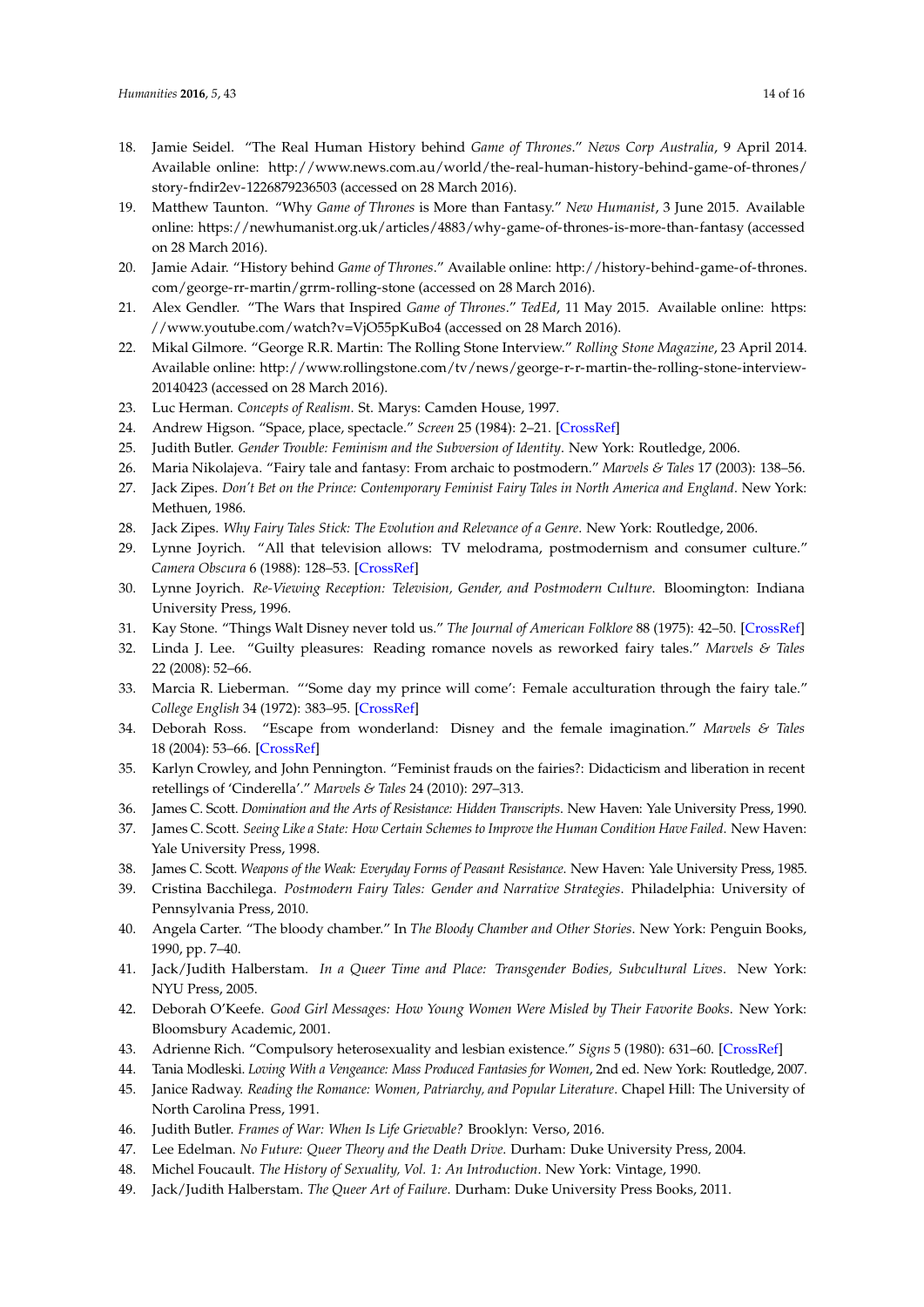18. Jamie Seidel. "The Real Human History behind *Game of Thrones*." *News Corp Australia*, 9 April 2014. Available online: http://www.news.com.au/world/the-real-human-history-behind-game-of-thrones/story-fndir2ev-1226879236503 (accessed on 28 March 2016).
19. Matthew Taunton. "Why *Game of Thrones* is More than Fantasy." *New Humanist*, 3 June 2015. Available online: https://newhumanist.org.uk/articles/4883/why-game-of-thrones-is-more-than-fantasy (accessed on 28 March 2016).
20. Jamie Adair. "History behind *Game of Thrones*." Available online: http://history-behind-game-of-thrones.com/george-rr-martin/grrm-rolling-stone (accessed on 28 March 2016).
21. Alex Gendler. "The Wars that Inspired *Game of Thrones*." *TedEd*, 11 May 2015. Available online: https://www.youtube.com/watch?v=VjO55pKuBo4 (accessed on 28 March 2016).
22. Mikal Gilmore. "George R.R. Martin: The Rolling Stone Interview." *Rolling Stone Magazine*, 23 April 2014. Available online: http://www.rollingstone.com/tv/news/george-r-r-martin-the-rolling-stone-interview-20140423 (accessed on 28 March 2016).
23. Luc Herman. *Concepts of Realism*. St. Marys: Camden House, 1997.
24. Andrew Higson. "Space, place, spectacle." *Screen* 25 (1984): 2–21. [CrossRef]
25. Judith Butler. *Gender Trouble: Feminism and the Subversion of Identity*. New York: Routledge, 2006.
26. Maria Nikolajeva. "Fairy tale and fantasy: From archaic to postmodern." *Marvels & Tales* 17 (2003): 138–56.
27. Jack Zipes. *Don't Bet on the Prince: Contemporary Feminist Fairy Tales in North America and England*. New York: Methuen, 1986.
28. Jack Zipes. *Why Fairy Tales Stick: The Evolution and Relevance of a Genre*. New York: Routledge, 2006.
29. Lynne Joyrich. "All that television allows: TV melodrama, postmodernism and consumer culture." *Camera Obscura* 6 (1988): 128–53. [CrossRef]
30. Lynne Joyrich. *Re-Viewing Reception: Television, Gender, and Postmodern Culture*. Bloomington: Indiana University Press, 1996.
31. Kay Stone. "Things Walt Disney never told us." *The Journal of American Folklore* 88 (1975): 42–50. [CrossRef]
32. Linda J. Lee. "Guilty pleasures: Reading romance novels as reworked fairy tales." *Marvels & Tales* 22 (2008): 52–66.
33. Marcia R. Lieberman. "'Some day my prince will come': Female acculturation through the fairy tale." *College English* 34 (1972): 383–95. [CrossRef]
34. Deborah Ross. "Escape from wonderland: Disney and the female imagination." *Marvels & Tales* 18 (2004): 53–66. [CrossRef]
35. Karlyn Crowley, and John Pennington. "Feminist frauds on the fairies?: Didacticism and liberation in recent retellings of 'Cinderella'." *Marvels & Tales* 24 (2010): 297–313.
36. James C. Scott. *Domination and the Arts of Resistance: Hidden Transcripts*. New Haven: Yale University Press, 1990.
37. James C. Scott. *Seeing Like a State: How Certain Schemes to Improve the Human Condition Have Failed*. New Haven: Yale University Press, 1998.
38. James C. Scott. *Weapons of the Weak: Everyday Forms of Peasant Resistance*. New Haven: Yale University Press, 1985.
39. Cristina Bacchilega. *Postmodern Fairy Tales: Gender and Narrative Strategies*. Philadelphia: University of Pennsylvania Press, 2010.
40. Angela Carter. "The bloody chamber." In *The Bloody Chamber and Other Stories*. New York: Penguin Books, 1990, pp. 7–40.
41. Jack/Judith Halberstam. *In a Queer Time and Place: Transgender Bodies, Subcultural Lives*. New York: NYU Press, 2005.
42. Deborah O'Keefe. *Good Girl Messages: How Young Women Were Misled by Their Favorite Books*. New York: Bloomsbury Academic, 2001.
43. Adrienne Rich. "Compulsory heterosexuality and lesbian existence." *Signs* 5 (1980): 631–60. [CrossRef]
44. Tania Modleski. *Loving With a Vengeance: Mass Produced Fantasies for Women*, 2nd ed. New York: Routledge, 2007.
45. Janice Radway. *Reading the Romance: Women, Patriarchy, and Popular Literature*. Chapel Hill: The University of North Carolina Press, 1991.
46. Judith Butler. *Frames of War: When Is Life Grievable?* Brooklyn: Verso, 2016.
47. Lee Edelman. *No Future: Queer Theory and the Death Drive*. Durham: Duke University Press, 2004.
48. Michel Foucault. *The History of Sexuality, Vol. 1: An Introduction*. New York: Vintage, 1990.
49. Jack/Judith Halberstam. *The Queer Art of Failure*. Durham: Duke University Press Books, 2011.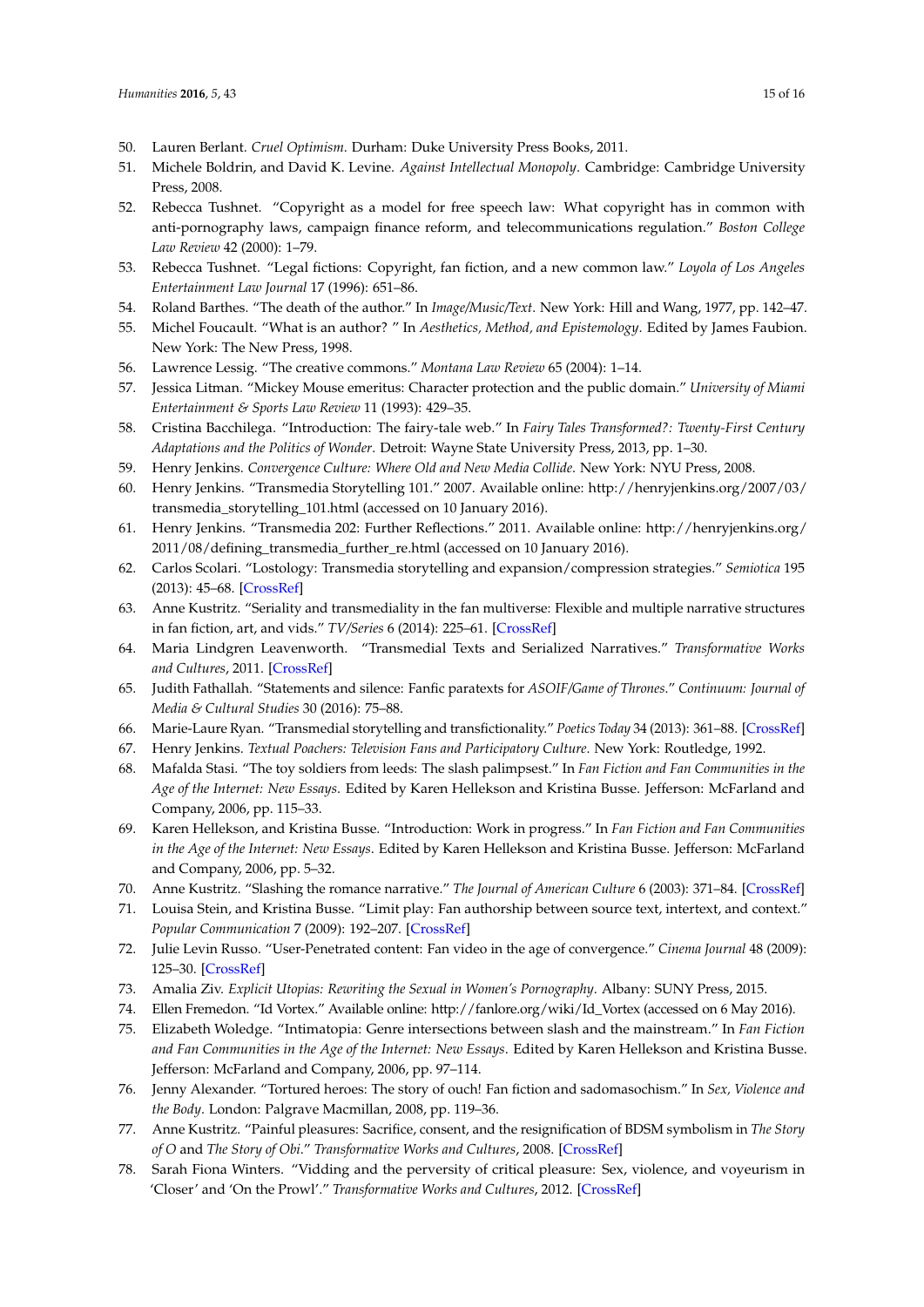50. Lauren Berlant. *Cruel Optimism*. Durham: Duke University Press Books, 2011.
51. Michele Boldrin, and David K. Levine. *Against Intellectual Monopoly*. Cambridge: Cambridge University Press, 2008.
52. Rebecca Tushnet. "Copyright as a model for free speech law: What copyright has in common with anti-pornography laws, campaign finance reform, and telecommunications regulation." *Boston College Law Review* 42 (2000): 1–79.
53. Rebecca Tushnet. "Legal fictions: Copyright, fan fiction, and a new common law." *Loyola of Los Angeles Entertainment Law Journal* 17 (1996): 651–86.
54. Roland Barthes. "The death of the author." In *Image/Music/Text*. New York: Hill and Wang, 1977, pp. 142–47.
55. Michel Foucault. "What is an author? " In *Aesthetics, Method, and Epistemology*. Edited by James Faubion. New York: The New Press, 1998.
56. Lawrence Lessig. "The creative commons." *Montana Law Review* 65 (2004): 1–14.
57. Jessica Litman. "Mickey Mouse emeritus: Character protection and the public domain." *University of Miami Entertainment & Sports Law Review* 11 (1993): 429–35.
58. Cristina Bacchilega. "Introduction: The fairy-tale web." In *Fairy Tales Transformed?: Twenty-First Century Adaptations and the Politics of Wonder*. Detroit: Wayne State University Press, 2013, pp. 1–30.
59. Henry Jenkins. *Convergence Culture: Where Old and New Media Collide*. New York: NYU Press, 2008.
60. Henry Jenkins. "Transmedia Storytelling 101." 2007. Available online: http://henryjenkins.org/2007/03/transmedia_storytelling_101.html (accessed on 10 January 2016).
61. Henry Jenkins. "Transmedia 202: Further Reflections." 2011. Available online: http://henryjenkins.org/2011/08/defining_transmedia_further_re.html (accessed on 10 January 2016).
62. Carlos Scolari. "Lostology: Transmedia storytelling and expansion/compression strategies." *Semiotica* 195 (2013): 45–68. [CrossRef]
63. Anne Kustritz. "Seriality and transmediality in the fan multiverse: Flexible and multiple narrative structures in fan fiction, art, and vids." *TV/Series* 6 (2014): 225–61. [CrossRef]
64. Maria Lindgren Leavenworth. "Transmedial Texts and Serialized Narratives." *Transformative Works and Cultures*, 2011. [CrossRef]
65. Judith Fathallah. "Statements and silence: Fanfic paratexts for *ASOIF/Game of Thrones*." *Continuum: Journal of Media & Cultural Studies* 30 (2016): 75–88.
66. Marie-Laure Ryan. "Transmedial storytelling and transfictionality." *Poetics Today* 34 (2013): 361–88. [CrossRef]
67. Henry Jenkins. *Textual Poachers: Television Fans and Participatory Culture*. New York: Routledge, 1992.
68. Mafalda Stasi. "The toy soldiers from leeds: The slash palimpsest." In *Fan Fiction and Fan Communities in the Age of the Internet: New Essays*. Edited by Karen Hellekson and Kristina Busse. Jefferson: McFarland and Company, 2006, pp. 115–33.
69. Karen Hellekson, and Kristina Busse. "Introduction: Work in progress." In *Fan Fiction and Fan Communities in the Age of the Internet: New Essays*. Edited by Karen Hellekson and Kristina Busse. Jefferson: McFarland and Company, 2006, pp. 5–32.
70. Anne Kustritz. "Slashing the romance narrative." *The Journal of American Culture* 6 (2003): 371–84. [CrossRef]
71. Louisa Stein, and Kristina Busse. "Limit play: Fan authorship between source text, intertext, and context." *Popular Communication* 7 (2009): 192–207. [CrossRef]
72. Julie Levin Russo. "User-Penetrated content: Fan video in the age of convergence." *Cinema Journal* 48 (2009): 125–30. [CrossRef]
73. Amalia Ziv. *Explicit Utopias: Rewriting the Sexual in Women's Pornography*. Albany: SUNY Press, 2015.
74. Ellen Fremedon. "Id Vortex." Available online: http://fanlore.org/wiki/Id_Vortex (accessed on 6 May 2016).
75. Elizabeth Woledge. "Intimatopia: Genre intersections between slash and the mainstream." In *Fan Fiction and Fan Communities in the Age of the Internet: New Essays*. Edited by Karen Hellekson and Kristina Busse. Jefferson: McFarland and Company, 2006, pp. 97–114.
76. Jenny Alexander. "Tortured heroes: The story of ouch! Fan fiction and sadomasochism." In *Sex, Violence and the Body*. London: Palgrave Macmillan, 2008, pp. 119–36.
77. Anne Kustritz. "Painful pleasures: Sacrifice, consent, and the resignification of BDSM symbolism in *The Story of O* and *The Story of Obi*." *Transformative Works and Cultures*, 2008. [CrossRef]
78. Sarah Fiona Winters. "Vidding and the perversity of critical pleasure: Sex, violence, and voyeurism in 'Closer' and 'On the Prowl'." *Transformative Works and Cultures*, 2012. [CrossRef]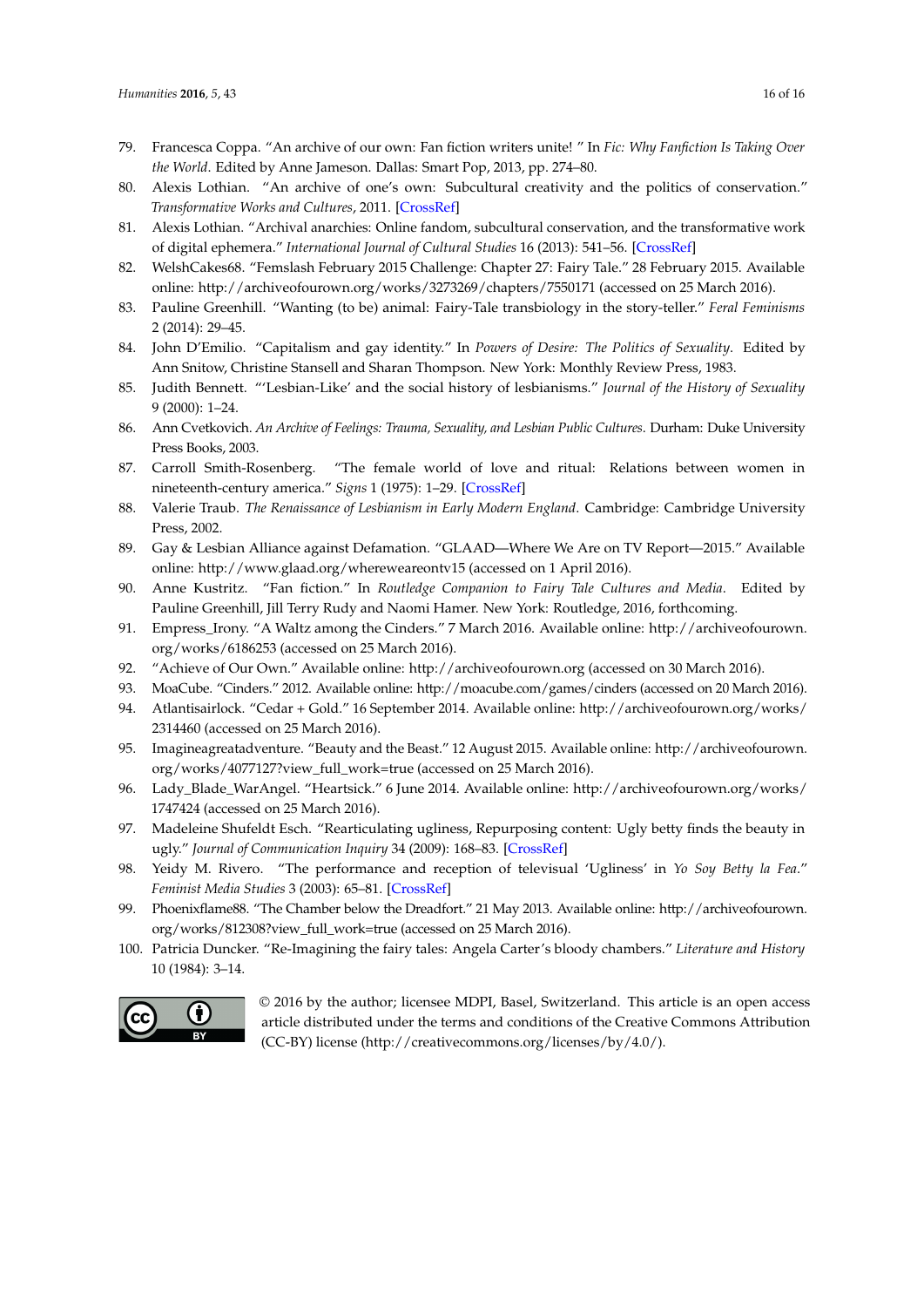79. Francesca Coppa. "An archive of our own: Fan fiction writers unite! " In *Fic: Why Fanfiction Is Taking Over the World*. Edited by Anne Jameson. Dallas: Smart Pop, 2013, pp. 274–80.
80. Alexis Lothian. "An archive of one's own: Subcultural creativity and the politics of conservation." *Transformative Works and Cultures*, 2011. [CrossRef]
81. Alexis Lothian. "Archival anarchies: Online fandom, subcultural conservation, and the transformative work of digital ephemera." *International Journal of Cultural Studies* 16 (2013): 541–56. [CrossRef]
82. WelshCakes68. "Femslash February 2015 Challenge: Chapter 27: Fairy Tale." 28 February 2015. Available online: http://archiveofourown.org/works/3273269/chapters/7550171 (accessed on 25 March 2016).
83. Pauline Greenhill. "Wanting (to be) animal: Fairy-Tale transbiology in the story-teller." *Feral Feminisms* 2 (2014): 29–45.
84. John D'Emilio. "Capitalism and gay identity." In *Powers of Desire: The Politics of Sexuality*. Edited by Ann Snitow, Christine Stansell and Sharan Thompson. New York: Monthly Review Press, 1983.
85. Judith Bennett. "'Lesbian-Like' and the social history of lesbianisms." *Journal of the History of Sexuality* 9 (2000): 1–24.
86. Ann Cvetkovich. *An Archive of Feelings: Trauma, Sexuality, and Lesbian Public Cultures*. Durham: Duke University Press Books, 2003.
87. Carroll Smith-Rosenberg. "The female world of love and ritual: Relations between women in nineteenth-century america." *Signs* 1 (1975): 1–29. [CrossRef]
88. Valerie Traub. *The Renaissance of Lesbianism in Early Modern England*. Cambridge: Cambridge University Press, 2002.
89. Gay & Lesbian Alliance against Defamation. "GLAAD—Where We Are on TV Report—2015." Available online: http://www.glaad.org/whereweareontv15 (accessed on 1 April 2016).
90. Anne Kustritz. "Fan fiction." In *Routledge Companion to Fairy Tale Cultures and Media*. Edited by Pauline Greenhill, Jill Terry Rudy and Naomi Hamer. New York: Routledge, 2016, forthcoming.
91. Empress_Irony. "A Waltz among the Cinders." 7 March 2016. Available online: http://archiveofourown.org/works/6186253 (accessed on 25 March 2016).
92. "Achieve of Our Own." Available online: http://archiveofourown.org (accessed on 30 March 2016).
93. MoaCube. "Cinders." 2012. Available online: http://moacube.com/games/cinders (accessed on 20 March 2016).
94. Atlantisairlock. "Cedar + Gold." 16 September 2014. Available online: http://archiveofourown.org/works/2314460 (accessed on 25 March 2016).
95. Imagineagreatadventure. "Beauty and the Beast." 12 August 2015. Available online: http://archiveofourown.org/works/4077127?view_full_work=true (accessed on 25 March 2016).
96. Lady_Blade_WarAngel. "Heartsick." 6 June 2014. Available online: http://archiveofourown.org/works/1747424 (accessed on 25 March 2016).
97. Madeleine Shufeldt Esch. "Rearticulating ugliness, Repurposing content: Ugly betty finds the beauty in ugly." *Journal of Communication Inquiry* 34 (2009): 168–83. [CrossRef]
98. Yeidy M. Rivero. "The performance and reception of televisual 'Ugliness' in *Yo Soy Betty la Fea*." *Feminist Media Studies* 3 (2003): 65–81. [CrossRef]
99. Phoenixflame88. "The Chamber below the Dreadfort." 21 May 2013. Available online: http://archiveofourown.org/works/812308?view_full_work=true (accessed on 25 March 2016).
100. Patricia Duncker. "Re-Imagining the fairy tales: Angela Carter's bloody chambers." *Literature and History* 10 (1984): 3–14.

© 2016 by the author; licensee MDPI, Basel, Switzerland. This article is an open access article distributed under the terms and conditions of the Creative Commons Attribution (CC-BY) license (http://creativecommons.org/licenses/by/4.0/).